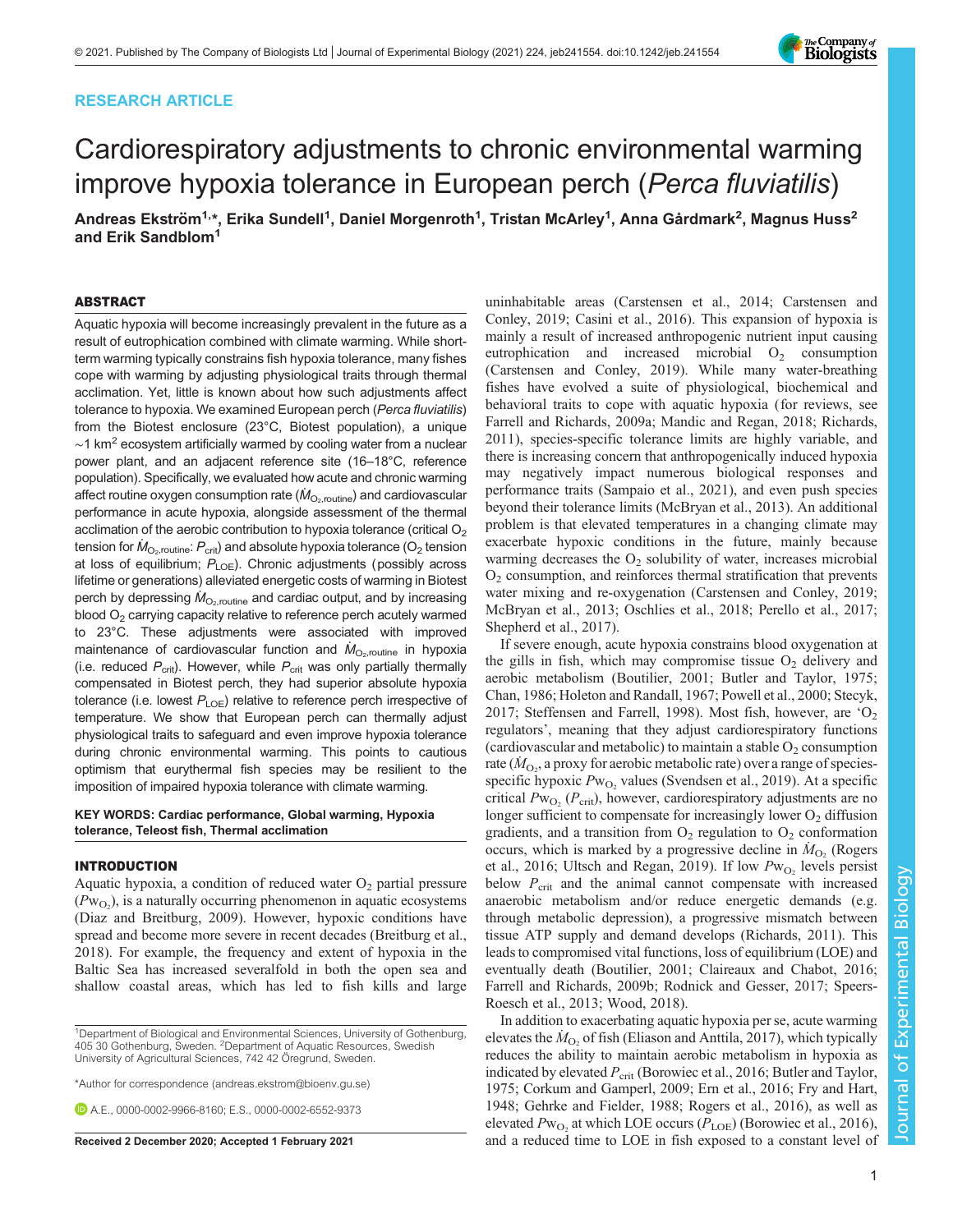RESEARCH ARTICLE

# Cardiorespiratory adjustments to chronic environmental warming improve hypoxia tolerance in European perch (*Perca fluviatilis*)

**Andreas Ekström[1,*], Erika Sundell[1], Daniel Morgenroth[1], Tristan McArley[1], Anna Gårdmark[2], Magnus Huss[2] and Erik Sandblom[1]**

## ABSTRACT

Aquatic hypoxia will become increasingly prevalent in the future as a result of eutrophication combined with climate warming. While short-term warming typically constrains fish hypoxia tolerance, many fishes cope with warming by adjusting physiological traits through thermal acclimation. Yet, little is known about how such adjustments affect tolerance to hypoxia. We examined European perch (*Perca fluviatilis*) from the Biotest enclosure (23°C, Biotest population), a unique ~1 km$^2$ ecosystem artificially warmed by cooling water from a nuclear power plant, and an adjacent reference site (16–18°C, reference population). Specifically, we evaluated how acute and chronic warming affect routine oxygen consumption rate ($\dot{M}_{O_2,routine}$) and cardiovascular performance in acute hypoxia, alongside assessment of the thermal acclimation of the aerobic contribution to hypoxia tolerance (critical $O_2$ tension for $\dot{M}_{O_2,routine}$: $P_{crit}$) and absolute hypoxia tolerance ($O_2$ tension at loss of equilibrium; $P_{LOE}$). Chronic adjustments (possibly across lifetime or generations) alleviated energetic costs of warming in Biotest perch by depressing $\dot{M}_{O_2,routine}$ and cardiac output, and by increasing blood $O_2$ carrying capacity relative to reference perch acutely warmed to 23°C. These adjustments were associated with improved maintenance of cardiovascular function and $\dot{M}_{O_2,routine}$ in hypoxia (i.e. reduced $P_{crit}$). However, while $P_{crit}$ was only partially thermally compensated in Biotest perch, they had superior absolute hypoxia tolerance (i.e. lowest $P_{LOE}$) relative to reference perch irrespective of temperature. We show that European perch can thermally adjust physiological traits to safeguard and even improve hypoxia tolerance during chronic environmental warming. This points to cautious optimism that eurythermal fish species may be resilient to the imposition of impaired hypoxia tolerance with climate warming.

**KEY WORDS: Cardiac performance, Global warming, Hypoxia tolerance, Teleost fish, Thermal acclimation**

## INTRODUCTION

Aquatic hypoxia, a condition of reduced water $O_2$ partial pressure ($P_{W_{O_2}}$), is a naturally occurring phenomenon in aquatic ecosystems (Diaz and Breitburg, 2009). However, hypoxic conditions have spread and become more severe in recent decades (Breitburg et al., 2018). For example, the frequency and extent of hypoxia in the Baltic Sea has increased severalfold in both the open sea and shallow coastal areas, which has led to fish kills and large uninhabitable areas (Carstensen et al., 2014; Carstensen and Conley, 2019; Casini et al., 2016). This expansion of hypoxia is mainly a result of increased anthropogenic nutrient input causing eutrophication and increased microbial $O_2$ consumption (Carstensen and Conley, 2019). While many water-breathing fishes have evolved a suite of physiological, biochemical and behavioral traits to cope with aquatic hypoxia (for reviews, see Farrell and Richards, 2009a; Mandic and Regan, 2018; Richards, 2011), species-specific tolerance limits are highly variable, and there is increasing concern that anthropogenically induced hypoxia may negatively impact numerous biological responses and performance traits (Sampaio et al., 2021), and even push species beyond their tolerance limits (McBryan et al., 2013). An additional problem is that elevated temperatures in a changing climate may exacerbate hypoxic conditions in the future, mainly because warming decreases the $O_2$ solubility of water, increases microbial $O_2$ consumption, and reinforces thermal stratification that prevents water mixing and re-oxygenation (Carstensen and Conley, 2019; McBryan et al., 2013; Oschlies et al., 2018; Perello et al., 2017; Shepherd et al., 2017).

If severe enough, acute hypoxia constrains blood oxygenation at the gills in fish, which may compromise tissue $O_2$ delivery and aerobic metabolism (Boutilier, 2001; Butler and Taylor, 1975; Chan, 1986; Holeton and Randall, 1967; Powell et al., 2000; Stecyk, 2017; Steffensen and Farrell, 1998). Most fish, however, are '$O_2$ regulators', meaning that they adjust cardiorespiratory functions (cardiovascular and metabolic) to maintain a stable $O_2$ consumption rate ($\dot{M}_{O_2}$, a proxy for aerobic metabolic rate) over a range of species-specific hypoxic $P_{W_{O_2}}$ values (Svendsen et al., 2019). At a specific critical $P_{W_{O_2}}$ ($P_{crit}$), however, cardiorespiratory adjustments are no longer sufficient to compensate for increasingly lower $O_2$ diffusion gradients, and a transition from $O_2$ regulation to $O_2$ conformation occurs, which is marked by a progressive decline in $\dot{M}_{O_2}$ (Rogers et al., 2016; Ultsch and Regan, 2019). If low $P_{W_{O_2}}$ levels persist below $P_{crit}$ and the animal cannot compensate with increased anaerobic metabolism and/or reduce energetic demands (e.g. through metabolic depression), a progressive mismatch between tissue ATP supply and demand develops (Richards, 2011). This leads to compromised vital functions, loss of equilibrium (LOE) and eventually death (Boutilier, 2001; Claireaux and Chabot, 2016; Farrell and Richards, 2009b; Rodnick and Gesser, 2017; Speers-Roesch et al., 2013; Wood, 2018).

In addition to exacerbating aquatic hypoxia per se, acute warming elevates the $\dot{M}_{O_2}$ of fish (Eliason and Anttila, 2017), which typically reduces the ability to maintain aerobic metabolism in hypoxia as indicated by elevated $P_{crit}$ (Borowiec et al., 2016; Butler and Taylor, 1975; Corkum and Gamperl, 2009; Ern et al., 2016; Fry and Hart, 1948; Gehrke and Fielder, 1988; Rogers et al., 2016), as well as elevated $P_{W_{O_2}}$ at which LOE occurs ($P_{LOE}$) (Borowiec et al., 2016), and a reduced time to LOE in fish exposed to a constant level of

[1]Department of Biological and Environmental Sciences, University of Gothenburg, 405 30 Gothenburg, Sweden. [2]Department of Aquatic Resources, Swedish University of Agricultural Sciences, 742 42 Öregrund, Sweden.

*Author for correspondence (andreas.ekstrom@bioenv.gu.se)

A.E., 0000-0002-9966-8160; E.S., 0000-0002-6552-9373

Received 2 December 2020; Accepted 1 February 2021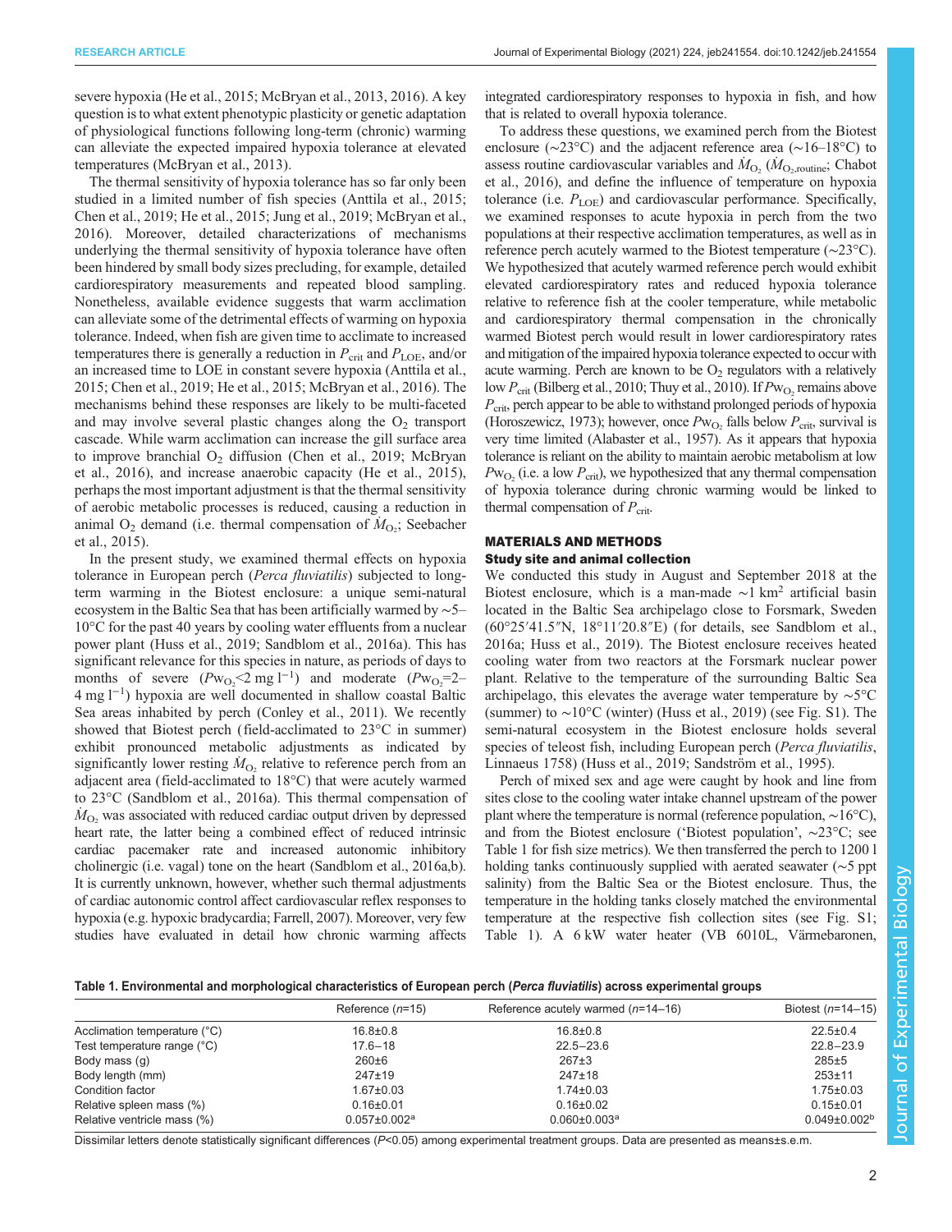severe hypoxia (He et al., 2015; McBryan et al., 2013, 2016). A key question is to what extent phenotypic plasticity or genetic adaptation of physiological functions following long-term (chronic) warming can alleviate the expected impaired hypoxia tolerance at elevated temperatures (McBryan et al., 2013).

The thermal sensitivity of hypoxia tolerance has so far only been studied in a limited number of fish species (Anttila et al., 2015; Chen et al., 2019; He et al., 2015; Jung et al., 2019; McBryan et al., 2016). Moreover, detailed characterizations of mechanisms underlying the thermal sensitivity of hypoxia tolerance have often been hindered by small body sizes precluding, for example, detailed cardiorespiratory measurements and repeated blood sampling. Nonetheless, available evidence suggests that warm acclimation can alleviate some of the detrimental effects of warming on hypoxia tolerance. Indeed, when fish are given time to acclimate to increased temperatures there is generally a reduction in $P_{crit}$ and $P_{LOE}$, and/or an increased time to LOE in constant severe hypoxia (Anttila et al., 2015; Chen et al., 2019; He et al., 2015; McBryan et al., 2016). The mechanisms behind these responses are likely to be multi-faceted and may involve several plastic changes along the $O_2$ transport cascade. While warm acclimation can increase the gill surface area to improve branchial $O_2$ diffusion (Chen et al., 2019; McBryan et al., 2016), and increase anaerobic capacity (He et al., 2015), perhaps the most important adjustment is that the thermal sensitivity of aerobic metabolic processes is reduced, causing a reduction in animal $O_2$ demand (i.e. thermal compensation of $\dot{M}_{O_2}$; Seebacher et al., 2015).

In the present study, we examined thermal effects on hypoxia tolerance in European perch (*Perca fluviatilis*) subjected to long-term warming in the Biotest enclosure: a unique semi-natural ecosystem in the Baltic Sea that has been artificially warmed by ∼5–10°C for the past 40 years by cooling water effluents from a nuclear power plant (Huss et al., 2019; Sandblom et al., 2016a). This has significant relevance for this species in nature, as periods of days to months of severe ($Pw_{O_2}$<2 mg l$^{-1}$) and moderate ($Pw_{O_2}$=2–4 mg l$^{-1}$) hypoxia are well documented in shallow coastal Baltic Sea areas inhabited by perch (Conley et al., 2011). We recently showed that Biotest perch (field-acclimated to 23°C in summer) exhibit pronounced metabolic adjustments as indicated by significantly lower resting $\dot{M}_{O_2}$ relative to reference perch from an adjacent area (field-acclimated to 18°C) that were acutely warmed to 23°C (Sandblom et al., 2016a). This thermal compensation of $\dot{M}_{O_2}$ was associated with reduced cardiac output driven by depressed heart rate, the latter being a combined effect of reduced intrinsic cardiac pacemaker rate and increased autonomic inhibitory cholinergic (i.e. vagal) tone on the heart (Sandblom et al., 2016a,b). It is currently unknown, however, whether such thermal adjustments of cardiac autonomic control affect cardiovascular reflex responses to hypoxia (e.g. hypoxic bradycardia; Farrell, 2007). Moreover, very few studies have evaluated in detail how chronic warming affects integrated cardiorespiratory responses to hypoxia in fish, and how that is related to overall hypoxia tolerance.

To address these questions, we examined perch from the Biotest enclosure (∼23°C) and the adjacent reference area (∼16–18°C) to assess routine cardiovascular variables and $\dot{M}_{O_2}$ ($\dot{M}_{O_2,routine}$; Chabot et al., 2016), and define the influence of temperature on hypoxia tolerance (i.e. $P_{LOE}$) and cardiovascular performance. Specifically, we examined responses to acute hypoxia in perch from the two populations at their respective acclimation temperatures, as well as in reference perch acutely warmed to the Biotest temperature (∼23°C). We hypothesized that acutely warmed reference perch would exhibit elevated cardiorespiratory rates and reduced hypoxia tolerance relative to reference fish at the cooler temperature, while metabolic and cardiorespiratory thermal compensation in the chronically warmed Biotest perch would result in lower cardiorespiratory rates and mitigation of the impaired hypoxia tolerance expected to occur with acute warming. Perch are known to be $O_2$ regulators with a relatively low $P_{crit}$ (Bilberg et al., 2010; Thuy et al., 2010). If $Pw_{O_2}$ remains above $P_{crit}$, perch appear to be able to withstand prolonged periods of hypoxia (Horoszewicz, 1973); however, once $Pw_{O_2}$ falls below $P_{crit}$, survival is very time limited (Alabaster et al., 1957). As it appears that hypoxia tolerance is reliant on the ability to maintain aerobic metabolism at low $Pw_{O_2}$ (i.e. a low $P_{crit}$), we hypothesized that any thermal compensation of hypoxia tolerance during chronic warming would be linked to thermal compensation of $P_{crit}$.

## MATERIALS AND METHODS

### Study site and animal collection

We conducted this study in August and September 2018 at the Biotest enclosure, which is a man-made ∼1 km$^2$ artificial basin located in the Baltic Sea archipelago close to Forsmark, Sweden (60°25′41.5″N, 18°11′20.8″E) (for details, see Sandblom et al., 2016a; Huss et al., 2019). The Biotest enclosure receives heated cooling water from two reactors at the Forsmark nuclear power plant. Relative to the temperature of the surrounding Baltic Sea archipelago, this elevates the average water temperature by ∼5°C (summer) to ∼10°C (winter) (Huss et al., 2019) (see Fig. S1). The semi-natural ecosystem in the Biotest enclosure holds several species of teleost fish, including European perch (*Perca fluviatilis*, Linnaeus 1758) (Huss et al., 2019; Sandström et al., 1995).

Perch of mixed sex and age were caught by hook and line from sites close to the cooling water intake channel upstream of the power plant where the temperature is normal (reference population, ∼16°C), and from the Biotest enclosure ('Biotest population', ∼23°C; see Table 1 for fish size metrics). We then transferred the perch to 1200 l holding tanks continuously supplied with aerated seawater (∼5 ppt salinity) from the Baltic Sea or the Biotest enclosure. Thus, the temperature in the holding tanks closely matched the environmental temperature at the respective fish collection sites (see Fig. S1; Table 1). A 6 kW water heater (VB 6010L, Värmebaronen,

**Table 1. Environmental and morphological characteristics of European perch (*Perca fluviatilis*) across experimental groups**

| | Reference (*n*=15) | Reference acutely warmed (*n*=14–16) | Biotest (*n*=14–15) |
|---|---|---|---|
| Acclimation temperature (°C) | 16.8±0.8 | 16.8±0.8 | 22.5±0.4 |
| Test temperature range (°C) | 17.6–18 | 22.5–23.6 | 22.8–23.9 |
| Body mass (g) | 260±6 | 267±3 | 285±5 |
| Body length (mm) | 247±19 | 247±18 | 253±11 |
| Condition factor | 1.67±0.03 | 1.74±0.03 | 1.75±0.03 |
| Relative spleen mass (%) | 0.16±0.01 | 0.16±0.02 | 0.15±0.01 |
| Relative ventricle mass (%) | 0.057±0.002[a] | 0.060±0.003[a] | 0.049±0.002[b] |

Dissimilar letters denote statistically significant differences (*P*<0.05) among experimental treatment groups. Data are presented as means±s.e.m.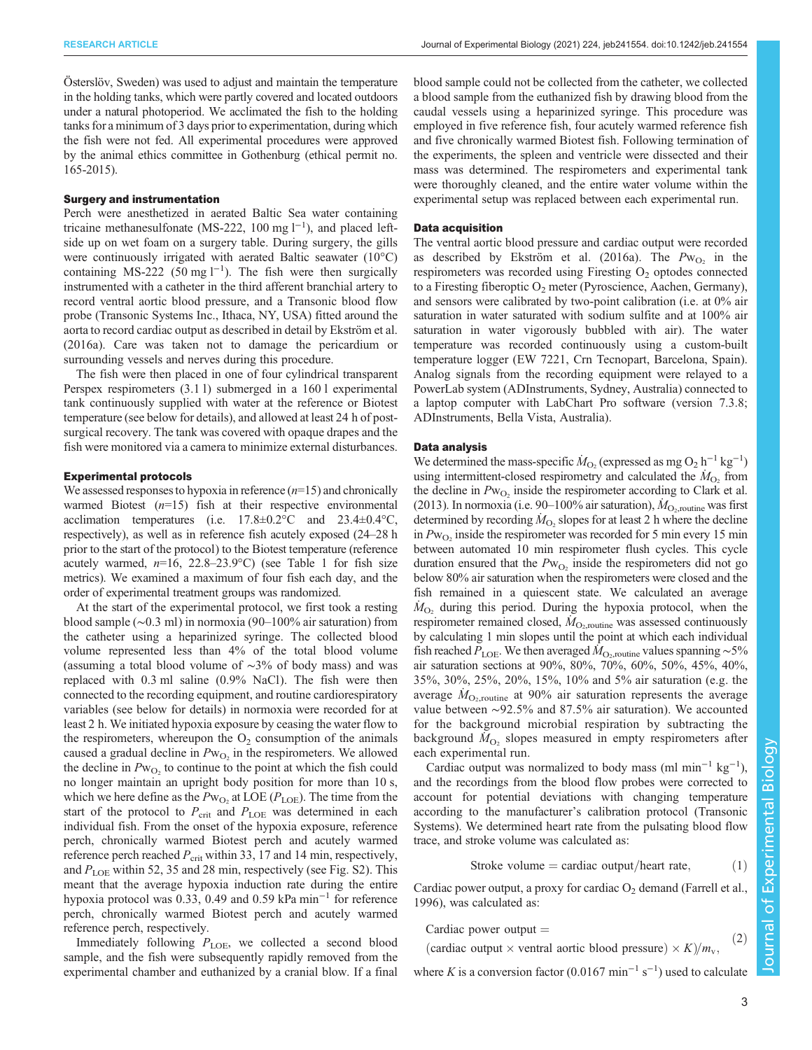Österslöv, Sweden) was used to adjust and maintain the temperature in the holding tanks, which were partly covered and located outdoors under a natural photoperiod. We acclimated the fish to the holding tanks for a minimum of 3 days prior to experimentation, during which the fish were not fed. All experimental procedures were approved by the animal ethics committee in Gothenburg (ethical permit no. 165-2015).

### Surgery and instrumentation

Perch were anesthetized in aerated Baltic Sea water containing tricaine methanesulfonate (MS-222, 100 mg $l^{-1}$), and placed left-side up on wet foam on a surgery table. During surgery, the gills were continuously irrigated with aerated Baltic seawater (10°C) containing MS-222 (50 mg $l^{-1}$). The fish were then surgically instrumented with a catheter in the third afferent branchial artery to record ventral aortic blood pressure, and a Transonic blood flow probe (Transonic Systems Inc., Ithaca, NY, USA) fitted around the aorta to record cardiac output as described in detail by Ekström et al. (2016a). Care was taken not to damage the pericardium or surrounding vessels and nerves during this procedure.

The fish were then placed in one of four cylindrical transparent Perspex respirometers (3.1 l) submerged in a 160 l experimental tank continuously supplied with water at the reference or Biotest temperature (see below for details), and allowed at least 24 h of post-surgical recovery. The tank was covered with opaque drapes and the fish were monitored via a camera to minimize external disturbances.

### Experimental protocols

We assessed responses to hypoxia in reference ($n$=15) and chronically warmed Biotest ($n$=15) fish at their respective environmental acclimation temperatures (i.e. 17.8±0.2°C and 23.4±0.4°C, respectively), as well as in reference fish acutely exposed (24–28 h prior to the start of the protocol) to the Biotest temperature (reference acutely warmed, $n$=16, 22.8–23.9°C) (see Table 1 for fish size metrics). We examined a maximum of four fish each day, and the order of experimental treatment groups was randomized.

At the start of the experimental protocol, we first took a resting blood sample (~0.3 ml) in normoxia (90–100% air saturation) from the catheter using a heparinized syringe. The collected blood volume represented less than 4% of the total blood volume (assuming a total blood volume of ~3% of body mass) and was replaced with 0.3 ml saline (0.9% NaCl). The fish were then connected to the recording equipment, and routine cardiorespiratory variables (see below for details) in normoxia were recorded for at least 2 h. We initiated hypoxia exposure by ceasing the water flow to the respirometers, whereupon the $O_2$ consumption of the animals caused a gradual decline in $P\text{w}_{O_2}$ in the respirometers. We allowed the decline in $P\text{w}_{O_2}$ to continue to the point at which the fish could no longer maintain an upright body position for more than 10 s, which we here define as the $P\text{w}_{O_2}$ at LOE ($P_{LOE}$). The time from the start of the protocol to $P_{crit}$ and $P_{LOE}$ was determined in each individual fish. From the onset of the hypoxia exposure, reference perch, chronically warmed Biotest perch and acutely warmed reference perch reached $P_{crit}$ within 33, 17 and 14 min, respectively, and $P_{LOE}$ within 52, 35 and 28 min, respectively (see Fig. S2). This meant that the average hypoxia induction rate during the entire hypoxia protocol was 0.33, 0.49 and 0.59 kPa $min^{-1}$ for reference perch, chronically warmed Biotest perch and acutely warmed reference perch, respectively.

Immediately following $P_{LOE}$, we collected a second blood sample, and the fish were subsequently rapidly removed from the experimental chamber and euthanized by a cranial blow. If a final blood sample could not be collected from the catheter, we collected a blood sample from the euthanized fish by drawing blood from the caudal vessels using a heparinized syringe. This procedure was employed in five reference fish, four acutely warmed reference fish and five chronically warmed Biotest fish. Following termination of the experiments, the spleen and ventricle were dissected and their mass was determined. The respirometers and experimental tank were thoroughly cleaned, and the entire water volume within the experimental setup was replaced between each experimental run.

### Data acquisition

The ventral aortic blood pressure and cardiac output were recorded as described by Ekström et al. (2016a). The $P\text{w}_{O_2}$ in the respirometers was recorded using Firesting $O_2$ optodes connected to a Firesting fiberoptic $O_2$ meter (Pyroscience, Aachen, Germany), and sensors were calibrated by two-point calibration (i.e. at 0% air saturation in water saturated with sodium sulfite and at 100% air saturation in water vigorously bubbled with air). The water temperature was recorded continuously using a custom-built temperature logger (EW 7221, Crn Tecnopart, Barcelona, Spain). Analog signals from the recording equipment were relayed to a PowerLab system (ADInstruments, Sydney, Australia) connected to a laptop computer with LabChart Pro software (version 7.3.8; ADInstruments, Bella Vista, Australia).

### Data analysis

We determined the mass-specific $\dot{M}_{O_2}$ (expressed as mg $O_2$ $h^{-1}$ $kg^{-1}$) using intermittent-closed respirometry and calculated the $\dot{M}_{O_2}$ from the decline in $P\text{w}_{O_2}$ inside the respirometer according to Clark et al. (2013). In normoxia (i.e. 90–100% air saturation), $\dot{M}_{O_2,\text{routine}}$ was first determined by recording $\dot{M}_{O_2}$ slopes for at least 2 h where the decline in $P\text{w}_{O_2}$ inside the respirometer was recorded for 5 min every 15 min between automated 10 min respirometer flush cycles. This cycle duration ensured that the $P\text{w}_{O_2}$ inside the respirometers did not go below 80% air saturation when the respirometers were closed and the fish remained in a quiescent state. We calculated an average $\dot{M}_{O_2}$ during this period. During the hypoxia protocol, when the respirometer remained closed, $\dot{M}_{O_2,\text{routine}}$ was assessed continuously by calculating 1 min slopes until the point at which each individual fish reached $P_{LOE}$. We then averaged $\dot{M}_{O_2,\text{routine}}$ values spanning ~5% air saturation sections at 90%, 80%, 70%, 60%, 50%, 45%, 40%, 35%, 30%, 25%, 20%, 15%, 10% and 5% air saturation (e.g. the average $\dot{M}_{O_2,\text{routine}}$ at 90% air saturation represents the average value between ~92.5% and 87.5% air saturation). We accounted for the background microbial respiration by subtracting the background $\dot{M}_{O_2}$ slopes measured in empty respirometers after each experimental run.

Cardiac output was normalized to body mass (ml $min^{-1}$ $g^{-1}$), and the recordings from the blood flow probes were corrected to account for potential deviations with changing temperature according to the manufacturer's calibration protocol (Transonic Systems). We determined heart rate from the pulsating blood flow trace, and stroke volume was calculated as:

$$\text{Stroke volume} = \text{cardiac output}/\text{heart rate}, \tag{1}$$

Cardiac power output, a proxy for cardiac $O_2$ demand (Farrell et al., 1996), was calculated as:

$$\text{Cardiac power output} = (\text{cardiac output} \times \text{ventral aortic blood pressure}) \times K)/m_v, \tag{2}$$

where $K$ is a conversion factor (0.0167 $min^{-1}$ $s^{-1}$) used to calculate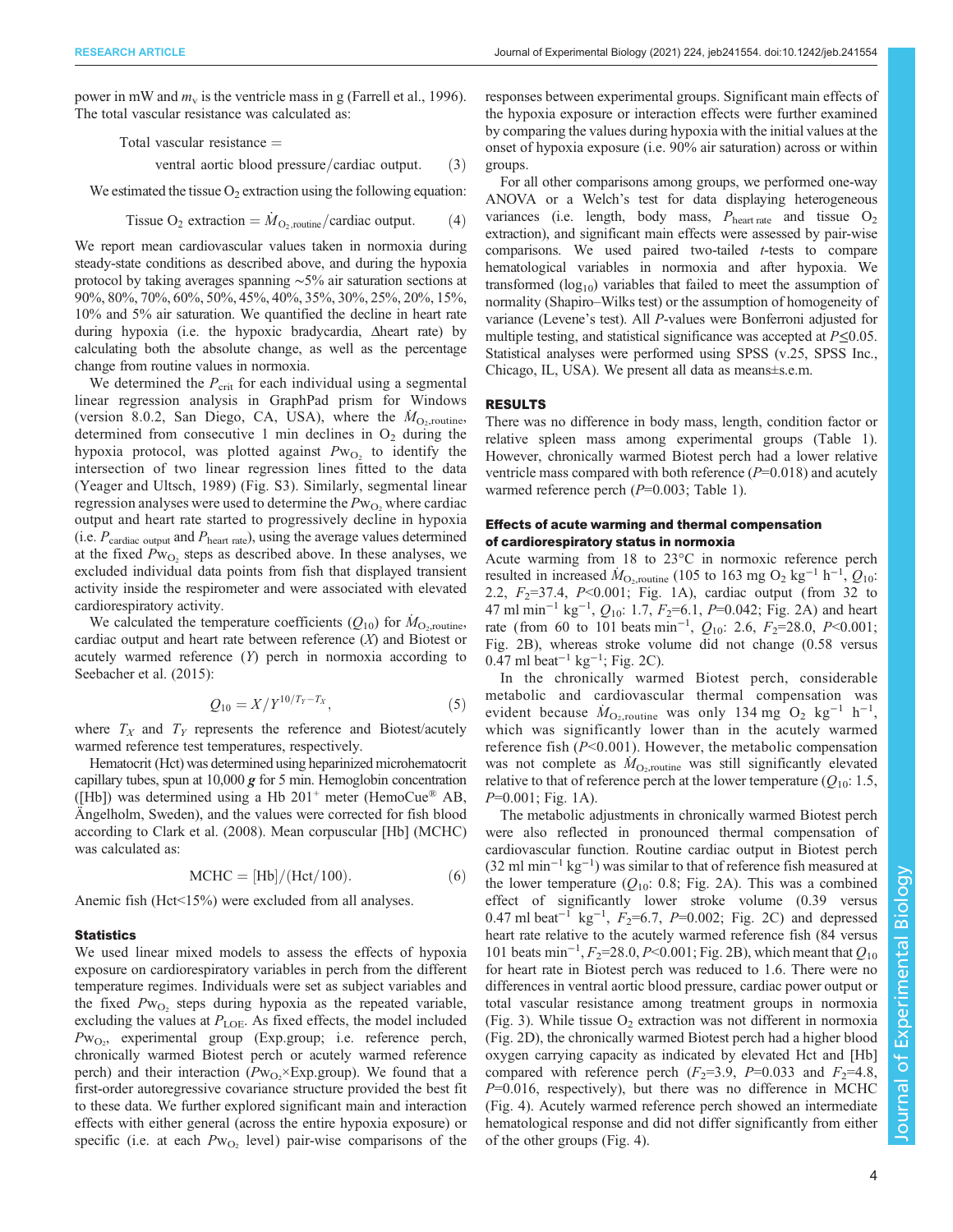power in mW and $m_v$ is the ventricle mass in g (Farrell et al., 1996). The total vascular resistance was calculated as:

$$\text{Total vascular resistance} = \text{ventral aortic blood pressure}/\text{cardiac output}. \quad (3)$$

We estimated the tissue $O_2$ extraction using the following equation:

$$\text{Tissue } O_2 \text{ extraction} = \dot{M}_{O_2,\text{routine}}/\text{cardiac output}. \quad (4)$$

We report mean cardiovascular values taken in normoxia during steady-state conditions as described above, and during the hypoxia protocol by taking averages spanning ∼5% air saturation sections at 90%, 80%, 70%, 60%, 50%, 45%, 40%, 35%, 30%, 25%, 20%, 15%, 10% and 5% air saturation. We quantified the decline in heart rate during hypoxia (i.e. the hypoxic bradycardia, Δheart rate) by calculating both the absolute change, as well as the percentage change from routine values in normoxia.

We determined the $P_{crit}$ for each individual using a segmental linear regression analysis in GraphPad prism for Windows (version 8.0.2, San Diego, CA, USA), where the $\dot{M}_{O_2,\text{routine}}$, determined from consecutive 1 min declines in $O_2$ during the hypoxia protocol, was plotted against $Pw_{O_2}$ to identify the intersection of two linear regression lines fitted to the data (Yeager and Ultsch, 1989) (Fig. S3). Similarly, segmental linear regression analyses were used to determine the $Pw_{O_2}$ where cardiac output and heart rate started to progressively decline in hypoxia (i.e. $P_{\text{cardiac output}}$ and $P_{\text{heart rate}}$), using the average values determined at the fixed $Pw_{O_2}$ steps as described above. In these analyses, we excluded individual data points from fish that displayed transient activity inside the respirometer and were associated with elevated cardiorespiratory activity.

We calculated the temperature coefficients ($Q_{10}$) for $\dot{M}_{O_2,\text{routine}}$, cardiac output and heart rate between reference ($X$) and Biotest or acutely warmed reference ($Y$) perch in normoxia according to Seebacher et al. (2015):

$$Q_{10} = X/Y^{10/T_Y - T_X}, \quad (5)$$

where $T_X$ and $T_Y$ represents the reference and Biotest/acutely warmed reference test temperatures, respectively.

Hematocrit (Hct) was determined using heparinized microhematocrit capillary tubes, spun at 10,000 ***g*** for 5 min. Hemoglobin concentration ([Hb]) was determined using a Hb 201⁺ meter (HemoCue® AB, Ängelholm, Sweden), and the values were corrected for fish blood according to Clark et al. (2008). Mean corpuscular [Hb] (MCHC) was calculated as:

$$\text{MCHC} = [\text{Hb}]/(\text{Hct}/100). \quad (6)$$

Anemic fish (Hct<15%) were excluded from all analyses.

### Statistics

We used linear mixed models to assess the effects of hypoxia exposure on cardiorespiratory variables in perch from the different temperature regimes. Individuals were set as subject variables and the fixed $Pw_{O_2}$ steps during hypoxia as the repeated variable, excluding the values at $P_{LOE}$. As fixed effects, the model included $Pw_{O_2}$, experimental group (Exp.group; i.e. reference perch, chronically warmed Biotest perch or acutely warmed reference perch) and their interaction ($Pw_{O_2}$×Exp.group). We found that a first-order autoregressive covariance structure provided the best fit to these data. We further explored significant main and interaction effects with either general (across the entire hypoxia exposure) or specific (i.e. at each $Pw_{O_2}$ level) pair-wise comparisons of the responses between experimental groups. Significant main effects of the hypoxia exposure or interaction effects were further examined by comparing the values during hypoxia with the initial values at the onset of hypoxia exposure (i.e. 90% air saturation) across or within groups.

For all other comparisons among groups, we performed one-way ANOVA or a Welch's test for data displaying heterogeneous variances (i.e. length, body mass, $P_{\text{heart rate}}$ and tissue $O_2$ extraction), and significant main effects were assessed by pair-wise comparisons. We used paired two-tailed *t*-tests to compare hematological variables in normoxia and after hypoxia. We transformed ($\log_{10}$) variables that failed to meet the assumption of normality (Shapiro–Wilks test) or the assumption of homogeneity of variance (Levene's test). All *P*-values were Bonferroni adjusted for multiple testing, and statistical significance was accepted at $P \leq 0.05$. Statistical analyses were performed using SPSS (v.25, SPSS Inc., Chicago, IL, USA). We present all data as means±s.e.m.

## RESULTS

There was no difference in body mass, length, condition factor or relative spleen mass among experimental groups (Table 1). However, chronically warmed Biotest perch had a lower relative ventricle mass compared with both reference ($P$=0.018) and acutely warmed reference perch ($P$=0.003; Table 1).

### Effects of acute warming and thermal compensation of cardiorespiratory status in normoxia

Acute warming from 18 to 23°C in normoxic reference perch resulted in increased $\dot{M}_{O_2,\text{routine}}$ (105 to 163 mg $O_2$ kg$^{-1}$ h$^{-1}$, $Q_{10}$: 2.2, $F_2$=37.4, $P$<0.001; Fig. 1A), cardiac output (from 32 to 47 ml min$^{-1}$ kg$^{-1}$, $Q_{10}$: 1.7, $F_2$=6.1, $P$=0.042; Fig. 2A) and heart rate (from 60 to 101 beats min$^{-1}$, $Q_{10}$: 2.6, $F_2$=28.0, $P$<0.001; Fig. 2B), whereas stroke volume did not change (0.58 versus 0.47 ml beat$^{-1}$ kg$^{-1}$; Fig. 2C).

In the chronically warmed Biotest perch, considerable metabolic and cardiovascular thermal compensation was evident because $\dot{M}_{O_2,\text{routine}}$ was only 134 mg $O_2$ kg$^{-1}$ h$^{-1}$, which was significantly lower than in the acutely warmed reference fish ($P$<0.001). However, the metabolic compensation was not complete as $\dot{M}_{O_2,\text{routine}}$ was still significantly elevated relative to that of reference perch at the lower temperature ($Q_{10}$: 1.5, $P$=0.001; Fig. 1A).

The metabolic adjustments in chronically warmed Biotest perch were also reflected in pronounced thermal compensation of cardiovascular function. Routine cardiac output in Biotest perch (32 ml min$^{-1}$ kg$^{-1}$) was similar to that of reference fish measured at the lower temperature ($Q_{10}$: 0.8; Fig. 2A). This was a combined effect of significantly lower stroke volume (0.39 versus 0.47 ml beat$^{-1}$ kg$^{-1}$, $F_2$=6.7, $P$=0.002; Fig. 2C) and depressed heart rate relative to the acutely warmed reference fish (84 versus 101 beats min$^{-1}$, $F_2$=28.0, $P$<0.001; Fig. 2B), which meant that $Q_{10}$ for heart rate in Biotest perch was reduced to 1.6. There were no differences in ventral aortic blood pressure, cardiac power output or total vascular resistance among treatment groups in normoxia (Fig. 3). While tissue $O_2$ extraction was not different in normoxia (Fig. 2D), the chronically warmed Biotest perch had a higher blood oxygen carrying capacity as indicated by elevated Hct and [Hb] compared with reference perch ($F_2$=3.9, $P$=0.033 and $F_2$=4.8, $P$=0.016, respectively), but there was no difference in MCHC (Fig. 4). Acutely warmed reference perch showed an intermediate hematological response and did not differ significantly from either of the other groups (Fig. 4).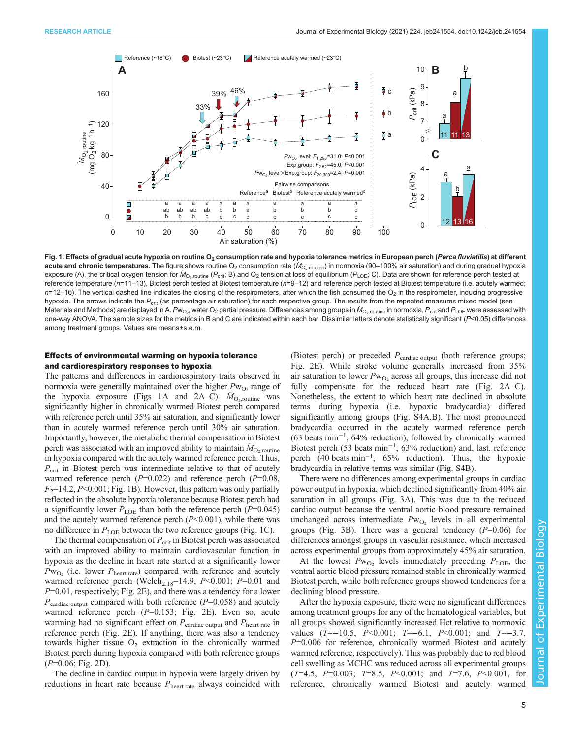**Fig. 1. Effects of gradual acute hypoxia on routine $O_2$ consumption rate and hypoxia tolerance metrics in European perch (*Perca fluviatilis*) at different acute and chronic temperatures.** The figure shows routine $O_2$ consumption rate ($\dot{M}_{O_2,routine}$) in normoxia (90–100% air saturation) and during gradual hypoxia exposure (A), the critical oxygen tension for $\dot{M}_{O_2,routine}$ ($P_{crit}$; B) and $O_2$ tension at loss of equilibrium ($P_{LOE}$; C). Data are shown for reference perch tested at reference temperature ($n$=11–13), Biotest perch tested at Biotest temperature ($n$=9–12) and reference perch tested at Biotest temperature (i.e. acutely warmed; $n$=12–16). The vertical dashed line indicates the closing of the respirometers, after which the fish consumed the $O_2$ in the respirometer, inducing progressive hypoxia. The arrows indicate the $P_{crit}$ (as percentage air saturation) for each respective group. The results from the repeated measures mixed model (see Materials and Methods) are displayed in A. $P_{W_{O_2}}$, water $O_2$ partial pressure. Differences among groups in $\dot{M}_{O_2,routine}$ in normoxia, $P_{crit}$ and $P_{LOE}$ were assessed with one-way ANOVA. The sample sizes for the metrics in B and C are indicated within each bar. Dissimilar letters denote statistically significant ($P$<0.05) differences among treatment groups. Values are means±s.e.m.

### Effects of environmental warming on hypoxia tolerance and cardiorespiratory responses to hypoxia

The patterns and differences in cardiorespiratory traits observed in normoxia were generally maintained over the higher $P_{W_{O_2}}$ range of the hypoxia exposure (Figs 1A and 2A–C). $\dot{M}_{O_2,routine}$ was significantly higher in chronically warmed Biotest perch compared with reference perch until 35% air saturation, and significantly lower than in acutely warmed reference perch until 30% air saturation. Importantly, however, the metabolic thermal compensation in Biotest perch was associated with an improved ability to maintain $\dot{M}_{O_2,routine}$ in hypoxia compared with the acutely warmed reference perch. Thus, $P_{crit}$ in Biotest perch was intermediate relative to that of acutely warmed reference perch ($P$=0.022) and reference perch ($P$=0.08, $F_2$=14.2, $P$<0.001; Fig. 1B). However, this pattern was only partially reflected in the absolute hypoxia tolerance because Biotest perch had a significantly lower $P_{LOE}$ than both the reference perch ($P$=0.045) and the acutely warmed reference perch ($P$<0.001), while there was no difference in $P_{LOE}$ between the two reference groups (Fig. 1C).

The thermal compensation of $P_{crit}$ in Biotest perch was associated with an improved ability to maintain cardiovascular function in hypoxia as the decline in heart rate started at a significantly lower $P_{W_{O_2}}$ (i.e. lower $P_{heart\ rate}$) compared with reference and acutely warmed reference perch (Welch$_{2,18}$=14.9, $P$<0.001; $P$=0.01 and $P$=0.01, respectively; Fig. 2E), and there was a tendency for a lower $P_{cardiac\ output}$ compared with both reference ($P$=0.058) and acutely warmed reference perch ($P$=0.153; Fig. 2E). Even so, acute warming had no significant effect on $P_{cardiac\ output}$ and $P_{heart\ rate}$ in reference perch (Fig. 2E). If anything, there was also a tendency towards higher tissue $O_2$ extraction in the chronically warmed Biotest perch during hypoxia compared with both reference groups ($P$=0.06; Fig. 2D).

The decline in cardiac output in hypoxia were largely driven by reductions in heart rate because $P_{heart\ rate}$ always coincided with (Biotest perch) or preceded $P_{cardiac\ output}$ (both reference groups; Fig. 2E). While stroke volume generally increased from 35% air saturation to lower $P_{W_{O_2}}$ across all groups, this increase did not fully compensate for the reduced heart rate (Fig. 2A–C). Nonetheless, the extent to which heart rate declined in absolute terms during hypoxia (i.e. hypoxic bradycardia) differed significantly among groups (Fig. S4A,B). The most pronounced bradycardia occurred in the acutely warmed reference perch (63 beats min$^{-1}$, 64% reduction), followed by chronically warmed Biotest perch (53 beats min$^{-1}$, 63% reduction) and, last, reference perch (40 beats min$^{-1}$, 65% reduction). Thus, the hypoxic bradycardia in relative terms was similar (Fig. S4B).

There were no differences among experimental groups in cardiac power output in hypoxia, which declined significantly from 40% air saturation in all groups (Fig. 3A). This was due to the reduced cardiac output because the ventral aortic blood pressure remained unchanged across intermediate $P_{W_{O_2}}$ levels in all experimental groups (Fig. 3B). There was a general tendency ($P$=0.06) for differences amongst groups in vascular resistance, which increased across experimental groups from approximately 45% air saturation.

At the lowest $P_{W_{O_2}}$ levels immediately preceding $P_{LOE}$, the ventral aortic blood pressure remained stable in chronically warmed Biotest perch, while both reference groups showed tendencies for a declining blood pressure.

After the hypoxia exposure, there were no significant differences among treatment groups for any of the hematological variables, but all groups showed significantly increased Hct relative to normoxic values ($T$=−10.5, $P$<0.001; $T$=−6.1, $P$<0.001; and $T$=−3.7, $P$=0.006 for reference, chronically warmed Biotest and acutely warmed reference, respectively). This was probably due to red blood cell swelling as MCHC was reduced across all experimental groups ($T$=4.5, $P$=0.003; $T$=8.5, $P$<0.001; and $T$=7.6, $P$<0.001, for reference, chronically warmed Biotest and acutely warmed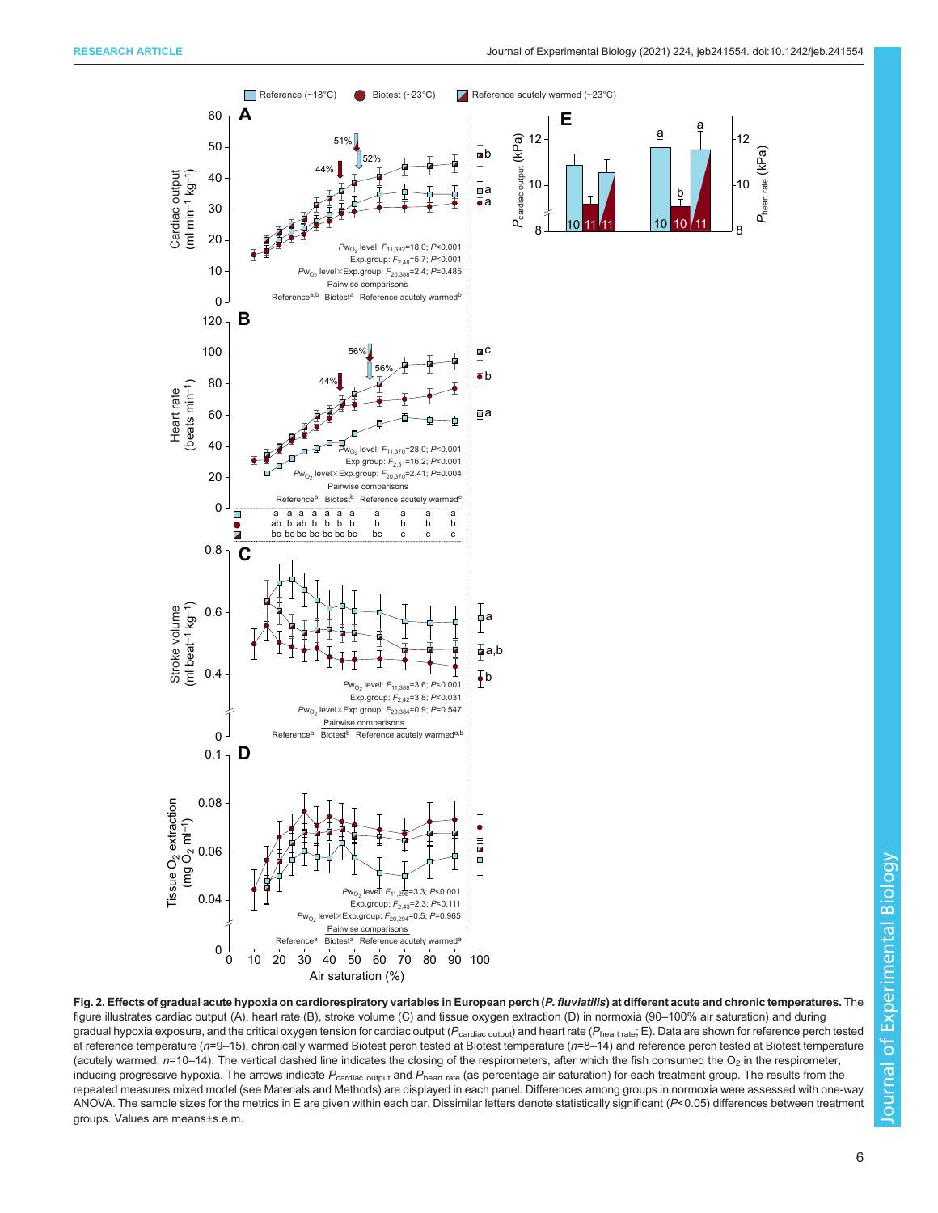**Fig. 2. Effects of gradual acute hypoxia on cardiorespiratory variables in European perch (*P. fluviatilis*) at different acute and chronic temperatures.** The figure illustrates cardiac output (A), heart rate (B), stroke volume (C) and tissue oxygen extraction (D) in normoxia (90–100% air saturation) and during gradual hypoxia exposure, and the critical oxygen tension for cardiac output ($P_{cardiac\ output}$) and heart rate ($P_{heart\ rate}$; E). Data are shown for reference perch tested at reference temperature ($n$=9–15), chronically warmed Biotest perch tested at Biotest temperature ($n$=8–14) and reference perch tested at Biotest temperature (acutely warmed; $n$=10–14). The vertical dashed line indicates the closing of the respirometers, after which the fish consumed the $O_2$ in the respirometer, inducing progressive hypoxia. The arrows indicate $P_{cardiac\ output}$ and $P_{heart\ rate}$ (as percentage air saturation) for each treatment group. The results from the repeated measures mixed model (see Materials and Methods) are displayed in each panel. Differences among groups in normoxia were assessed with one-way ANOVA. The sample sizes for the metrics in E are given within each bar. Dissimilar letters denote statistically significant ($P$<0.05) differences between treatment groups. Values are means±s.e.m.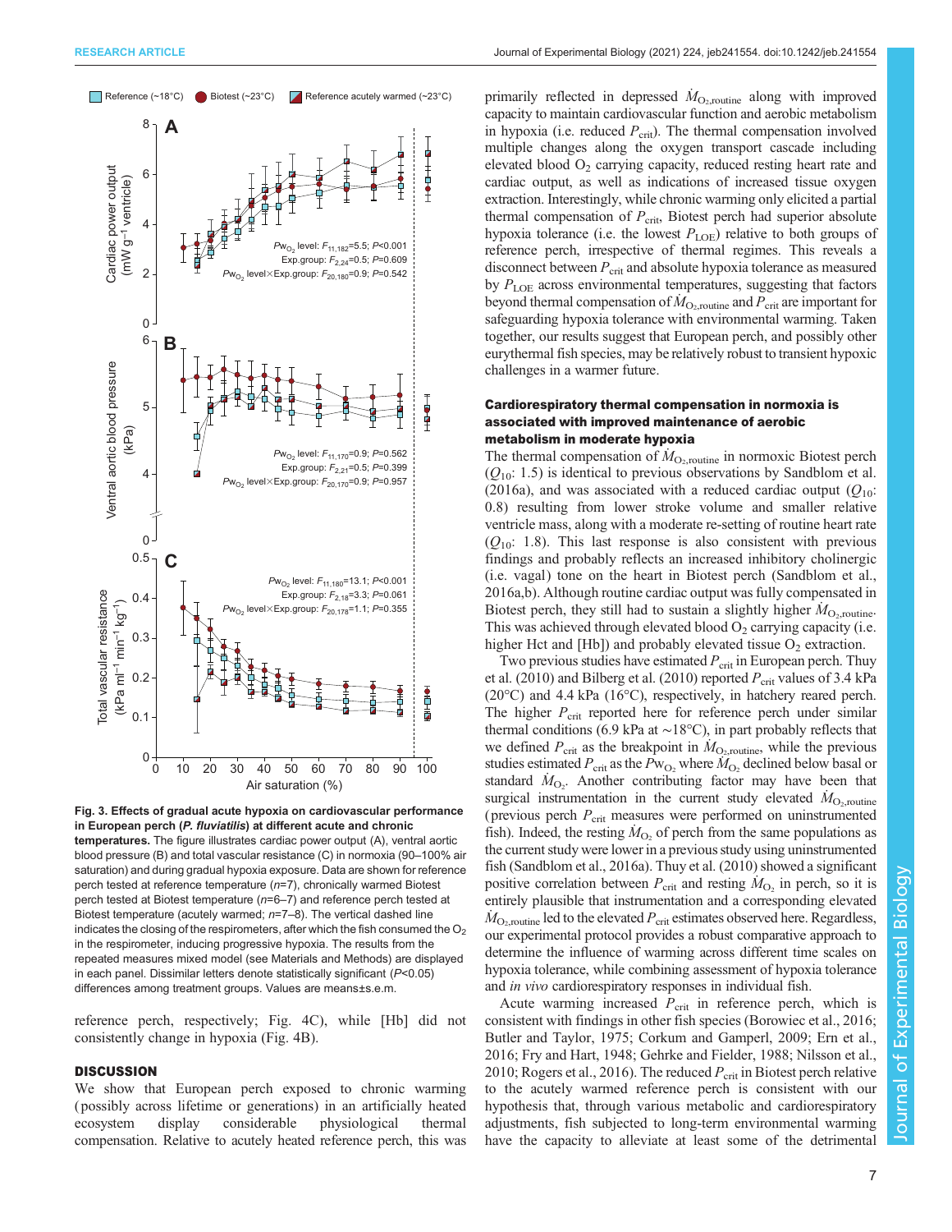**Fig. 3. Effects of gradual acute hypoxia on cardiovascular performance in European perch (*P. fluviatilis*) at different acute and chronic temperatures.** The figure illustrates cardiac power output (A), ventral aortic blood pressure (B) and total vascular resistance (C) in normoxia (90–100% air saturation) and during gradual hypoxia exposure. Data are shown for reference perch tested at reference temperature ($n$=7), chronically warmed Biotest perch tested at Biotest temperature ($n$=6–7) and reference perch tested at Biotest temperature (acutely warmed; $n$=7–8). The vertical dashed line indicates the closing of the respirometers, after which the fish consumed the $O_2$ in the respirometer, inducing progressive hypoxia. The results from the repeated measures mixed model (see Materials and Methods) are displayed in each panel. Dissimilar letters denote statistically significant ($P$<0.05) differences among treatment groups. Values are means±s.e.m.

reference perch, respectively; Fig. 4C), while [Hb] did not consistently change in hypoxia (Fig. 4B).

## DISCUSSION

We show that European perch exposed to chronic warming (possibly across lifetime or generations) in an artificially heated ecosystem display considerable physiological thermal compensation. Relative to acutely heated reference perch, this was primarily reflected in depressed $\dot{M}_{O_2,routine}$ along with improved capacity to maintain cardiovascular function and aerobic metabolism in hypoxia (i.e. reduced $P_{crit}$). The thermal compensation involved multiple changes along the oxygen transport cascade including elevated blood $O_2$ carrying capacity, reduced resting heart rate and cardiac output, as well as indications of increased tissue oxygen extraction. Interestingly, while chronic warming only elicited a partial thermal compensation of $P_{crit}$, Biotest perch had superior absolute hypoxia tolerance (i.e. the lowest $P_{LOE}$) relative to both groups of reference perch, irrespective of thermal regimes. This reveals a disconnect between $P_{crit}$ and absolute hypoxia tolerance as measured by $P_{LOE}$ across environmental temperatures, suggesting that factors beyond thermal compensation of $\dot{M}_{O_2,routine}$ and $P_{crit}$ are important for safeguarding hypoxia tolerance with environmental warming. Taken together, our results suggest that European perch, and possibly other eurythermal fish species, may be relatively robust to transient hypoxic challenges in a warmer future.

### Cardiorespiratory thermal compensation in normoxia is associated with improved maintenance of aerobic metabolism in moderate hypoxia

The thermal compensation of $\dot{M}_{O_2,routine}$ in normoxic Biotest perch ($Q_{10}$: 1.5) is identical to previous observations by Sandblom et al. (2016a), and was associated with a reduced cardiac output ($Q_{10}$: 0.8) resulting from lower stroke volume and smaller relative ventricle mass, along with a moderate re-setting of routine heart rate ($Q_{10}$: 1.8). This last response is also consistent with previous findings and probably reflects an increased inhibitory cholinergic (i.e. vagal) tone on the heart in Biotest perch (Sandblom et al., 2016a,b). Although routine cardiac output was fully compensated in Biotest perch, they still had to sustain a slightly higher $\dot{M}_{O_2,routine}$. This was achieved through elevated blood $O_2$ carrying capacity (i.e. higher Hct and [Hb]) and probably elevated tissue $O_2$ extraction.

Two previous studies have estimated $P_{crit}$ in European perch. Thuy et al. (2010) and Bilberg et al. (2010) reported $P_{crit}$ values of 3.4 kPa (20°C) and 4.4 kPa (16°C), respectively, in hatchery reared perch. The higher $P_{crit}$ reported here for reference perch under similar thermal conditions (6.9 kPa at ∼18°C), in part probably reflects that we defined $P_{crit}$ as the breakpoint in $\dot{M}_{O_2,routine}$, while the previous studies estimated $P_{crit}$ as the $Pw_{O_2}$ where $\dot{M}_{O_2}$ declined below basal or standard $\dot{M}_{O_2}$. Another contributing factor may have been that surgical instrumentation in the current study elevated $\dot{M}_{O_2,routine}$ (previous perch $P_{crit}$ measures were performed on uninstrumented fish). Indeed, the resting $\dot{M}_{O_2}$ of perch from the same populations as the current study were lower in a previous study using uninstrumented fish (Sandblom et al., 2016a). Thuy et al. (2010) showed a significant positive correlation between $P_{crit}$ and resting $\dot{M}_{O_2}$ in perch, so it is entirely plausible that instrumentation and a corresponding elevated $\dot{M}_{O_2,routine}$ led to the elevated $P_{crit}$ estimates observed here. Regardless, our experimental protocol provides a robust comparative approach to determine the influence of warming across different time scales on hypoxia tolerance, while combining assessment of hypoxia tolerance and *in vivo* cardiorespiratory responses in individual fish.

Acute warming increased $P_{crit}$ in reference perch, which is consistent with findings in other fish species (Borowiec et al., 2016; Butler and Taylor, 1975; Corkum and Gamperl, 2009; Ern et al., 2016; Fry and Hart, 1948; Gehrke and Fielder, 1988; Nilsson et al., 2010; Rogers et al., 2016). The reduced $P_{crit}$ in Biotest perch relative to the acutely warmed reference perch is consistent with our hypothesis that, through various metabolic and cardiorespiratory adjustments, fish subjected to long-term environmental warming have the capacity to alleviate at least some of the detrimental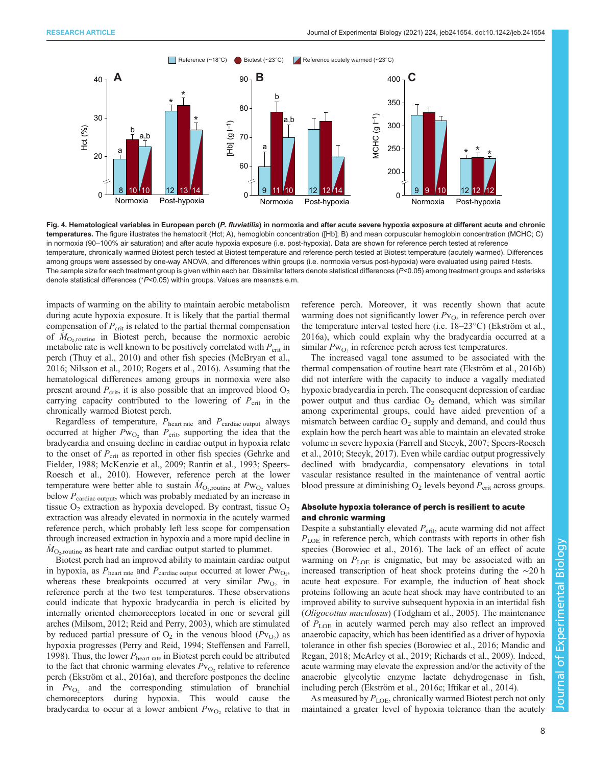**Fig. 4. Hematological variables in European perch (*P. fluviatilis*) in normoxia and after acute severe hypoxia exposure at different acute and chronic temperatures.** The figure illustrates the hematocrit (Hct; A), hemoglobin concentration ([Hb]; B) and mean corpuscular hemoglobin concentration (MCHC; C) in normoxia (90–100% air saturation) and after acute hypoxia exposure (i.e. post-hypoxia). Data are shown for reference perch tested at reference temperature, chronically warmed Biotest perch tested at Biotest temperature and reference perch tested at Biotest temperature (acutely warmed). Differences among groups were assessed by one-way ANOVA, and differences within groups (i.e. normoxia versus post-hypoxia) were evaluated using paired *t*-tests. The sample size for each treatment group is given within each bar. Dissimilar letters denote statistical differences ($P<0.05$) among treatment groups and asterisks denote statistical differences (\*$P<0.05$) within groups. Values are means±s.e.m.

impacts of warming on the ability to maintain aerobic metabolism during acute hypoxia exposure. It is likely that the partial thermal compensation of $P_{crit}$ is related to the partial thermal compensation of $\dot{M}_{O_2,routine}$ in Biotest perch, because the normoxic aerobic metabolic rate is well known to be positively correlated with $P_{crit}$ in perch (Thuy et al., 2010) and other fish species (McBryan et al., 2016; Nilsson et al., 2010; Rogers et al., 2016). Assuming that the hematological differences among groups in normoxia were also present around $P_{crit}$, it is also possible that an improved blood $O_2$ carrying capacity contributed to the lowering of $P_{crit}$ in the chronically warmed Biotest perch.

Regardless of temperature, $P_{heart\ rate}$ and $P_{cardiac\ output}$ always occurred at higher $P_{W_{O_2}}$ than $P_{crit}$, supporting the idea that the bradycardia and ensuing decline in cardiac output in hypoxia relate to the onset of $P_{crit}$ as reported in other fish species (Gehrke and Fielder, 1988; McKenzie et al., 2009; Rantin et al., 1993; Speers-Roesch et al., 2010). However, reference perch at the lower temperature were better able to sustain $\dot{M}_{O_2,routine}$ at $P_{W_{O_2}}$ values below $P_{cardiac\ output}$, which was probably mediated by an increase in tissue $O_2$ extraction as hypoxia developed. By contrast, tissue $O_2$ extraction was already elevated in normoxia in the acutely warmed reference perch, which probably left less scope for compensation through increased extraction in hypoxia and a more rapid decline in $\dot{M}_{O_2,routine}$ as heart rate and cardiac output started to plummet.

Biotest perch had an improved ability to maintain cardiac output in hypoxia, as $P_{heart\ rate}$ and $P_{cardiac\ output}$ occurred at lower $P_{W_{O_2}}$, whereas these breakpoints occurred at very similar $P_{W_{O_2}}$ in reference perch at the two test temperatures. These observations could indicate that hypoxic bradycardia in perch is elicited by internally oriented chemoreceptors located in one or several gill arches (Milsom, 2012; Reid and Perry, 2003), which are stimulated by reduced partial pressure of $O_2$ in the venous blood ($P_{V_{O_2}}$) as hypoxia progresses (Perry and Reid, 1994; Steffensen and Farrell, 1998). Thus, the lower $P_{heart\ rate}$ in Biotest perch could be attributed to the fact that chronic warming elevates $P_{V_{O_2}}$ relative to reference perch (Ekström et al., 2016a), and therefore postpones the decline in $P_{V_{O_2}}$ and the corresponding stimulation of branchial chemoreceptors during hypoxia. This would cause the bradycardia to occur at a lower ambient $P_{W_{O_2}}$ relative to that in reference perch. Moreover, it was recently shown that acute warming does not significantly lower $P_{V_{O_2}}$ in reference perch over the temperature interval tested here (i.e. 18–23°C) (Ekström et al., 2016a), which could explain why the bradycardia occurred at a similar $P_{W_{O_2}}$ in reference perch across test temperatures.

The increased vagal tone assumed to be associated with the thermal compensation of routine heart rate (Ekström et al., 2016b) did not interfere with the capacity to induce a vagally mediated hypoxic bradycardia in perch. The consequent depression of cardiac power output and thus cardiac $O_2$ demand, which was similar among experimental groups, could have aided prevention of a mismatch between cardiac $O_2$ supply and demand, and could thus explain how the perch heart was able to maintain an elevated stroke volume in severe hypoxia (Farrell and Stecyk, 2007; Speers-Roesch et al., 2010; Stecyk, 2017). Even while cardiac output progressively declined with bradycardia, compensatory elevations in total vascular resistance resulted in the maintenance of ventral aortic blood pressure at diminishing $O_2$ levels beyond $P_{crit}$ across groups.

### Absolute hypoxia tolerance of perch is resilient to acute and chronic warming

Despite a substantially elevated $P_{crit}$, acute warming did not affect $P_{LOE}$ in reference perch, which contrasts with reports in other fish species (Borowiec et al., 2016). The lack of an effect of acute warming on $P_{LOE}$ is enigmatic, but may be associated with an increased transcription of heat shock proteins during the ∼20 h acute heat exposure. For example, the induction of heat shock proteins following an acute heat shock may have contributed to an improved ability to survive subsequent hypoxia in an intertidal fish (*Oligocottus maculosus*) (Todgham et al., 2005). The maintenance of $P_{LOE}$ in acutely warmed perch may also reflect an improved anaerobic capacity, which has been identified as a driver of hypoxia tolerance in other fish species (Borowiec et al., 2016; Mandic and Regan, 2018; McArley et al., 2019; Richards et al., 2009). Indeed, acute warming may elevate the expression and/or the activity of the anaerobic glycolytic enzyme lactate dehydrogenase in fish, including perch (Ekström et al., 2016c; Iftikar et al., 2014).

As measured by $P_{LOE}$, chronically warmed Biotest perch not only maintained a greater level of hypoxia tolerance than the acutely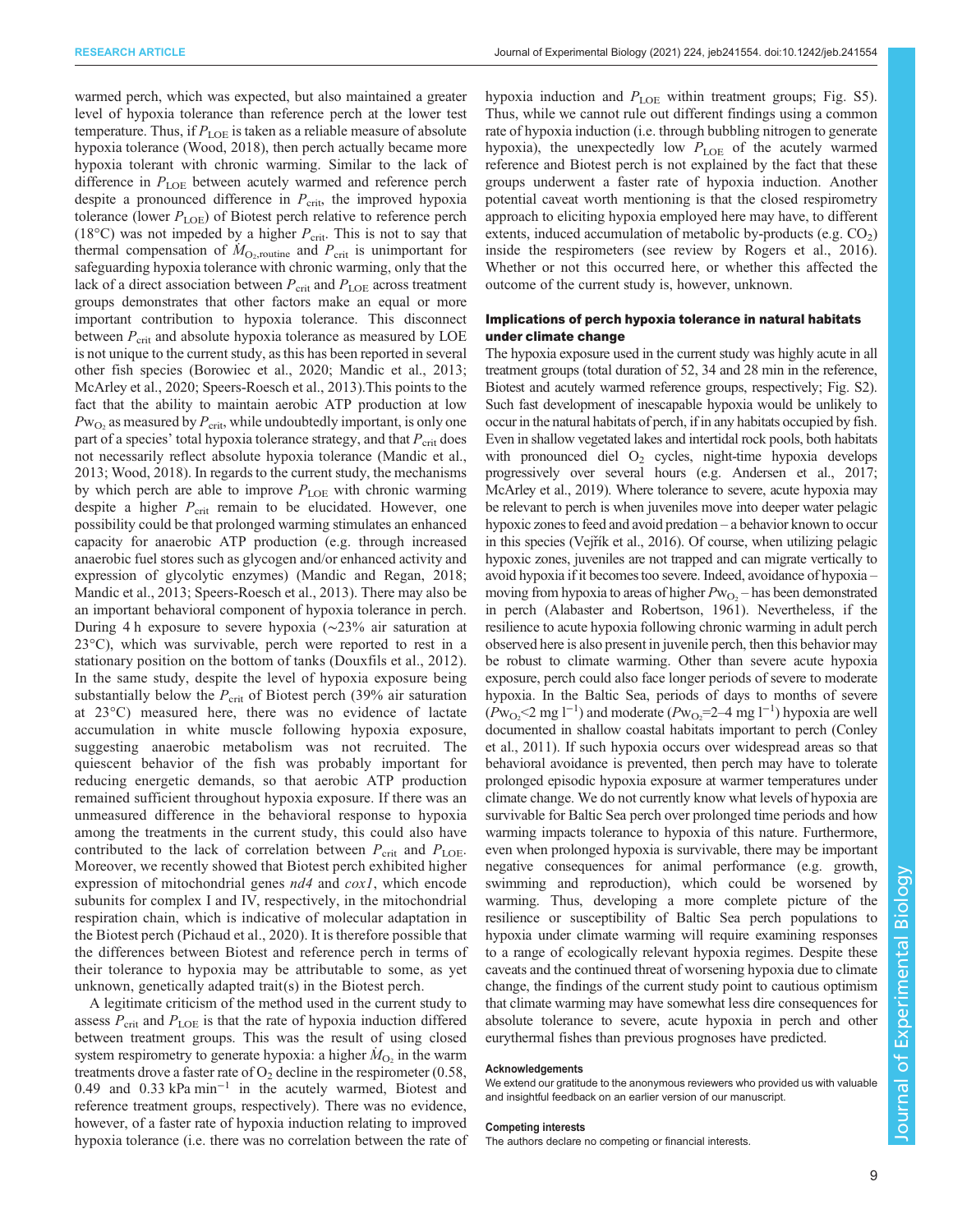warmed perch, which was expected, but also maintained a greater level of hypoxia tolerance than reference perch at the lower test temperature. Thus, if $P_{LOE}$ is taken as a reliable measure of absolute hypoxia tolerance (Wood, 2018), then perch actually became more hypoxia tolerant with chronic warming. Similar to the lack of difference in $P_{LOE}$ between acutely warmed and reference perch despite a pronounced difference in $P_{crit}$, the improved hypoxia tolerance (lower $P_{LOE}$) of Biotest perch relative to reference perch (18°C) was not impeded by a higher $P_{crit}$. This is not to say that thermal compensation of $\dot{M}_{O_2,routine}$ and $P_{crit}$ is unimportant for safeguarding hypoxia tolerance with chronic warming, only that the lack of a direct association between $P_{crit}$ and $P_{LOE}$ across treatment groups demonstrates that other factors make an equal or more important contribution to hypoxia tolerance. This disconnect between $P_{crit}$ and absolute hypoxia tolerance as measured by LOE is not unique to the current study, as this has been reported in several other fish species (Borowiec et al., 2020; Mandic et al., 2013; McArley et al., 2020; Speers-Roesch et al., 2013).This points to the fact that the ability to maintain aerobic ATP production at low $P\text{w}_{O_2}$ as measured by $P_{crit}$, while undoubtedly important, is only one part of a species' total hypoxia tolerance strategy, and that $P_{crit}$ does not necessarily reflect absolute hypoxia tolerance (Mandic et al., 2013; Wood, 2018). In regards to the current study, the mechanisms by which perch are able to improve $P_{LOE}$ with chronic warming despite a higher $P_{crit}$ remain to be elucidated. However, one possibility could be that prolonged warming stimulates an enhanced capacity for anaerobic ATP production (e.g. through increased anaerobic fuel stores such as glycogen and/or enhanced activity and expression of glycolytic enzymes) (Mandic and Regan, 2018; Mandic et al., 2013; Speers-Roesch et al., 2013). There may also be an important behavioral component of hypoxia tolerance in perch. During 4 h exposure to severe hypoxia (~23% air saturation at 23°C), which was survivable, perch were reported to rest in a stationary position on the bottom of tanks (Douxfils et al., 2012). In the same study, despite the level of hypoxia exposure being substantially below the $P_{crit}$ of Biotest perch (39% air saturation at 23°C) measured here, there was no evidence of lactate accumulation in white muscle following hypoxia exposure, suggesting anaerobic metabolism was not recruited. The quiescent behavior of the fish was probably important for reducing energetic demands, so that aerobic ATP production remained sufficient throughout hypoxia exposure. If there was an unmeasured difference in the behavioral response to hypoxia among the treatments in the current study, this could also have contributed to the lack of correlation between $P_{crit}$ and $P_{LOE}$. Moreover, we recently showed that Biotest perch exhibited higher expression of mitochondrial genes *nd4* and *cox1*, which encode subunits for complex I and IV, respectively, in the mitochondrial respiration chain, which is indicative of molecular adaptation in the Biotest perch (Pichaud et al., 2020). It is therefore possible that the differences between Biotest and reference perch in terms of their tolerance to hypoxia may be attributable to some, as yet unknown, genetically adapted trait(s) in the Biotest perch.

A legitimate criticism of the method used in the current study to assess $P_{crit}$ and $P_{LOE}$ is that the rate of hypoxia induction differed between treatment groups. This was the result of using closed system respirometry to generate hypoxia: a higher $\dot{M}_{O_2}$ in the warm treatments drove a faster rate of $O_2$ decline in the respirometer (0.58, 0.49 and 0.33 kPa $\text{min}^{-1}$ in the acutely warmed, Biotest and reference treatment groups, respectively). There was no evidence, however, of a faster rate of hypoxia induction relating to improved hypoxia tolerance (i.e. there was no correlation between the rate of hypoxia induction and $P_{LOE}$ within treatment groups; Fig. S5). Thus, while we cannot rule out different findings using a common rate of hypoxia induction (i.e. through bubbling nitrogen to generate hypoxia), the unexpectedly low $P_{LOE}$ of the acutely warmed reference and Biotest perch is not explained by the fact that these groups underwent a faster rate of hypoxia induction. Another potential caveat worth mentioning is that the closed respirometry approach to eliciting hypoxia employed here may have, to different extents, induced accumulation of metabolic by-products (e.g. $CO_2$) inside the respirometers (see review by Rogers et al., 2016). Whether or not this occurred here, or whether this affected the outcome of the current study is, however, unknown.

### Implications of perch hypoxia tolerance in natural habitats under climate change

The hypoxia exposure used in the current study was highly acute in all treatment groups (total duration of 52, 34 and 28 min in the reference, Biotest and acutely warmed reference groups, respectively; Fig. S2). Such fast development of inescapable hypoxia would be unlikely to occur in the natural habitats of perch, if in any habitats occupied by fish. Even in shallow vegetated lakes and intertidal rock pools, both habitats with pronounced diel $O_2$ cycles, night-time hypoxia develops progressively over several hours (e.g. Andersen et al., 2017; McArley et al., 2019). Where tolerance to severe, acute hypoxia may be relevant to perch is when juveniles move into deeper water pelagic hypoxic zones to feed and avoid predation – a behavior known to occur in this species (Vejřík et al., 2016). Of course, when utilizing pelagic hypoxic zones, juveniles are not trapped and can migrate vertically to avoid hypoxia if it becomes too severe. Indeed, avoidance of hypoxia – moving from hypoxia to areas of higher $P\text{w}_{O_2}$ – has been demonstrated in perch (Alabaster and Robertson, 1961). Nevertheless, if the resilience to acute hypoxia following chronic warming in adult perch observed here is also present in juvenile perch, then this behavior may be robust to climate warming. Other than severe acute hypoxia exposure, perch could also face longer periods of severe to moderate hypoxia. In the Baltic Sea, periods of days to months of severe ($P\text{w}_{O_2}$<2 mg $\text{l}^{-1}$) and moderate ($P\text{w}_{O_2}$=2–4 mg $\text{l}^{-1}$) hypoxia are well documented in shallow coastal habitats important to perch (Conley et al., 2011). If such hypoxia occurs over widespread areas so that behavioral avoidance is prevented, then perch may have to tolerate prolonged episodic hypoxia exposure at warmer temperatures under climate change. We do not currently know what levels of hypoxia are survivable for Baltic Sea perch over prolonged time periods and how warming impacts tolerance to hypoxia of this nature. Furthermore, even when prolonged hypoxia is survivable, there may be important negative consequences for animal performance (e.g. growth, swimming and reproduction), which could be worsened by warming. Thus, developing a more complete picture of the resilience or susceptibility of Baltic Sea perch populations to hypoxia under climate warming will require examining responses to a range of ecologically relevant hypoxia regimes. Despite these caveats and the continued threat of worsening hypoxia due to climate change, the findings of the current study point to cautious optimism that climate warming may have somewhat less dire consequences for absolute tolerance to severe, acute hypoxia in perch and other eurythermal fishes than previous prognoses have predicted.

#### Acknowledgements

We extend our gratitude to the anonymous reviewers who provided us with valuable and insightful feedback on an earlier version of our manuscript.

#### Competing interests

The authors declare no competing or financial interests.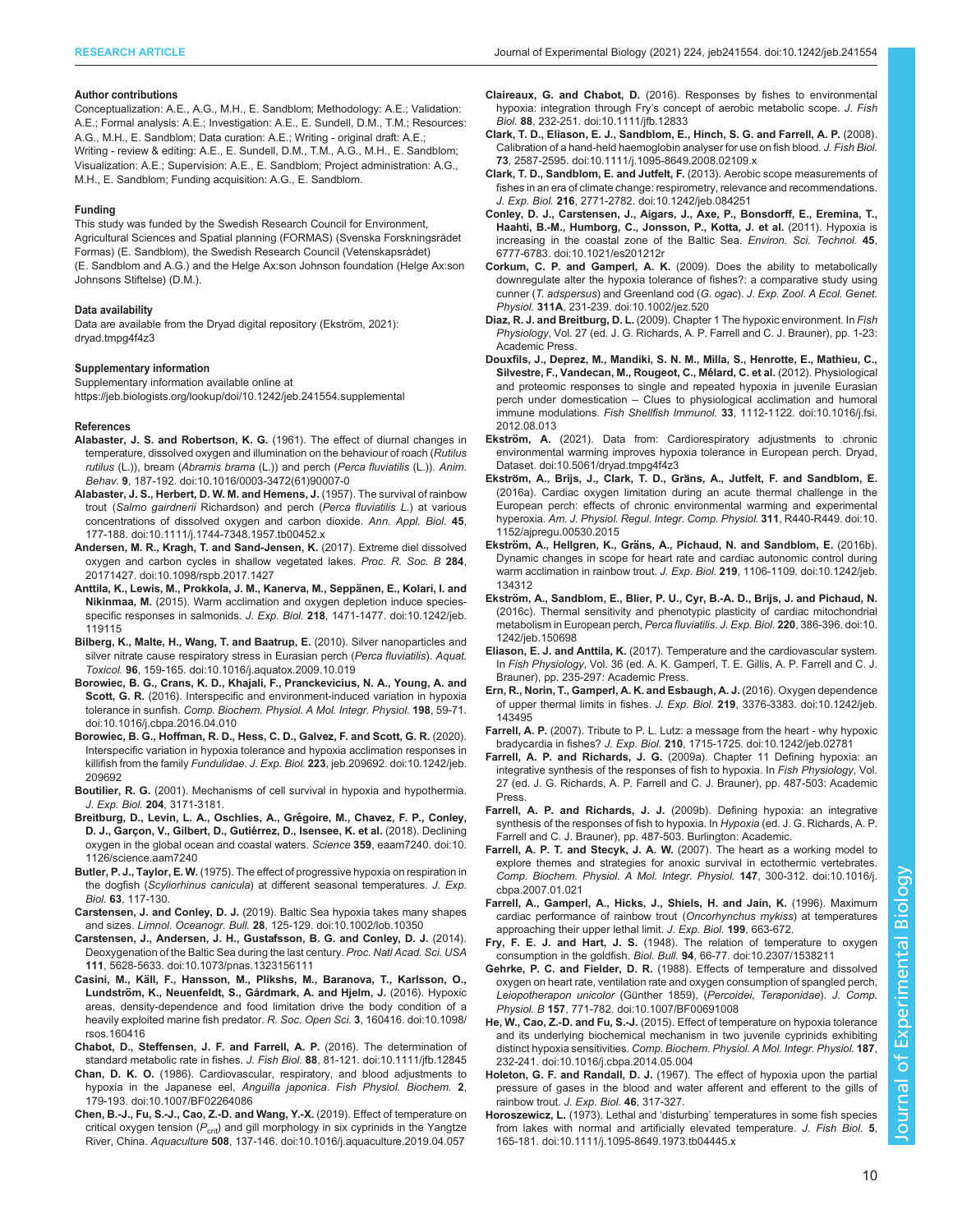#### Author contributions

Conceptualization: A.E., A.G., M.H., E. Sandblom; Methodology: A.E.; Validation: A.E.; Formal analysis: A.E.; Investigation: A.E., E. Sundell, D.M., T.M.; Resources: A.G., M.H., E. Sandblom; Data curation: A.E.; Writing - original draft: A.E.; Writing - review & editing: A.E., E. Sundell, D.M., T.M., A.G., M.H., E. Sandblom; Visualization: A.E.; Supervision: A.E., E. Sandblom; Project administration: A.G., M.H., E. Sandblom; Funding acquisition: A.G., E. Sandblom.

#### Funding

This study was funded by the Swedish Research Council for Environment, Agricultural Sciences and Spatial planning (FORMAS) (Svenska Forskningsrådet Formas) (E. Sandblom), the Swedish Research Council (Vetenskapsrådet) (E. Sandblom and A.G.) and the Helge Ax:son Johnson foundation (Helge Ax:son Johnsons Stiftelse) (D.M.).

#### Data availability

Data are available from the Dryad digital repository (Ekström, 2021): dryad.tmpg4f4z3

#### Supplementary information

Supplementary information available online at https://jeb.biologists.org/lookup/doi/10.1242/jeb.241554.supplemental

#### References

**Alabaster, J. S. and Robertson, K. G.** (1961). The effect of diurnal changes in temperature, dissolved oxygen and illumination on the behaviour of roach (*Rutilus rutilus* (L.)), bream (*Abramis brama* (L.)) and perch (*Perca fluviatilis* (L.)). *Anim. Behav.* **9**, 187-192. doi:10.1016/0003-3472(61)90007-0

**Alabaster, J. S., Herbert, D. W. M. and Hemens, J.** (1957). The survival of rainbow trout (*Salmo gairdnerii* Richardson) and perch (*Perca fluviatilis L.*) at various concentrations of dissolved oxygen and carbon dioxide. *Ann. Appl. Biol.* **45**, 177-188. doi:10.1111/j.1744-7348.1957.tb00452.x

**Andersen, M. R., Kragh, T. and Sand-Jensen, K.** (2017). Extreme diel dissolved oxygen and carbon cycles in shallow vegetated lakes. *Proc. R. Soc. B* **284**, 20171427. doi:10.1098/rspb.2017.1427

**Anttila, K., Lewis, M., Prokkola, J. M., Kanerva, M., Seppänen, E., Kolari, I. and Nikinmaa, M.** (2015). Warm acclimation and oxygen depletion induce species-specific responses in salmonids. *J. Exp. Biol.* **218**, 1471-1477. doi:10.1242/jeb.119115

**Bilberg, K., Malte, H., Wang, T. and Baatrup, E.** (2010). Silver nanoparticles and silver nitrate cause respiratory stress in Eurasian perch (*Perca fluviatilis*). *Aquat. Toxicol.* **96**, 159-165. doi:10.1016/j.aquatox.2009.10.019

**Borowiec, B. G., Crans, K. D., Khajali, F., Pranckevicius, N. A., Young, A. and Scott, G. R.** (2016). Interspecific and environment-induced variation in hypoxia tolerance in sunfish. *Comp. Biochem. Physiol. A Mol. Integr. Physiol.* **198**, 59-71. doi:10.1016/j.cbpa.2016.04.010

**Borowiec, B. G., Hoffman, R. D., Hess, C. D., Galvez, F. and Scott, G. R.** (2020). Interspecific variation in hypoxia tolerance and hypoxia acclimation responses in killifish from the family *Fundulidae*. *J. Exp. Biol.* **223**, jeb.209692. doi:10.1242/jeb.209692

**Boutilier, R. G.** (2001). Mechanisms of cell survival in hypoxia and hypothermia. *J. Exp. Biol.* **204**, 3171-3181.

**Breitburg, D., Levin, L. A., Oschlies, A., Grégoire, M., Chavez, F. P., Conley, D. J., Garçon, V., Gilbert, D., Gutiérrez, D., Isensee, K. et al.** (2018). Declining oxygen in the global ocean and coastal waters. *Science* **359**, eaam7240. doi:10.1126/science.aam7240

**Butler, P. J., Taylor, E. W.** (1975). The effect of progressive hypoxia on respiration in the dogfish (*Scyliorhinus canicula*) at different seasonal temperatures. *J. Exp. Biol.* **63**, 117-130.

**Carstensen, J. and Conley, D. J.** (2019). Baltic Sea hypoxia takes many shapes and sizes. *Limnol. Oceanogr. Bull.* **28**, 125-129. doi:10.1002/lob.10350

**Carstensen, J., Andersen, J. H., Gustafsson, B. G. and Conley, D. J.** (2014). Deoxygenation of the Baltic Sea during the last century. *Proc. Natl Acad. Sci. USA* **111**, 5628-5633. doi:10.1073/pnas.1323156111

**Casini, M., Käll, F., Hansson, M., Plikshs, M., Baranova, T., Karlsson, O., Lundström, K., Neuenfeldt, S., Gårdmark, A. and Hjelm, J.** (2016). Hypoxic areas, density-dependence and food limitation drive the body condition of a heavily exploited marine fish predator. *R. Soc. Open Sci.* **3**, 160416. doi:10.1098/rsos.160416

**Chabot, D., Steffensen, J. F. and Farrell, A. P.** (2016). The determination of standard metabolic rate in fishes. *J. Fish Biol.* **88**, 81-121. doi:10.1111/jfb.12845

**Chan, D. K. O.** (1986). Cardiovascular, respiratory, and blood adjustments to hypoxia in the Japanese eel, *Anguilla japonica*. *Fish Physiol. Biochem.* **2**, 179-193. doi:10.1007/BF02264086

**Chen, B.-J., Fu, S.-J., Cao, Z.-D. and Wang, Y.-X.** (2019). Effect of temperature on critical oxygen tension ($P_{crit}$) and gill morphology in six cyprinids in the Yangtze River, China. *Aquaculture* **508**, 137-146. doi:10.1016/j.aquaculture.2019.04.057

**Claireaux, G. and Chabot, D.** (2016). Responses by fishes to environmental hypoxia: integration through Fry's concept of aerobic metabolic scope. *J. Fish Biol.* **88**, 232-251. doi:10.1111/jfb.12833

**Clark, T. D., Eliason, E. J., Sandblom, E., Hinch, S. G. and Farrell, A. P.** (2008). Calibration of a hand-held haemoglobin analyser for use on fish blood. *J. Fish Biol.* **73**, 2587-2595. doi:10.1111/j.1095-8649.2008.02109.x

**Clark, T. D., Sandblom, E. and Jutfelt, F.** (2013). Aerobic scope measurements of fishes in an era of climate change: respirometry, relevance and recommendations. *J. Exp. Biol.* **216**, 2771-2782. doi:10.1242/jeb.084251

**Conley, D. J., Carstensen, J., Aigars, J., Axe, P., Bonsdorff, E., Eremina, T., Haahti, B.-M., Humborg, C., Jonsson, P., Kotta, J. et al.** (2011). Hypoxia is increasing in the coastal zone of the Baltic Sea. *Environ. Sci. Technol.* **45**, 6777-6783. doi:10.1021/es201212r

**Corkum, C. P. and Gamperl, A. K.** (2009). Does the ability to metabolically downregulate alter the hypoxia tolerance of fishes?: a comparative study using cunner (*T. adspersus*) and Greenland cod (*G. ogac*). *J. Exp. Zool. A Ecol. Genet. Physiol.* **311A**, 231-239. doi:10.1002/jez.520

**Diaz, R. J. and Breitburg, D. L.** (2009). Chapter 1 The hypoxic environment. In *Fish Physiology*, Vol. 27 (ed. J. G. Richards, A. P. Farrell and C. J. Brauner), pp. 1-23: Academic Press.

**Douxfils, J., Deprez, M., Mandiki, S. N. M., Milla, S., Henrotte, E., Mathieu, C., Silvestre, F., Vandecan, M., Rougeot, C., Mélard, C. et al.** (2012). Physiological and proteomic responses to single and repeated hypoxia in juvenile Eurasian perch under domestication – Clues to physiological acclimation and humoral immune modulations. *Fish Shellfish Immunol.* **33**, 1112-1122. doi:10.1016/j.fsi.2012.08.013

**Ekström, A.** (2021). Data from: Cardiorespiratory adjustments to chronic environmental warming improves hypoxia tolerance in European perch. Dryad, Dataset. doi:10.5061/dryad.tmpg4f4z3

**Ekström, A., Brijs, J., Clark, T. D., Gräns, A., Jutfelt, F. and Sandblom, E.** (2016a). Cardiac oxygen limitation during an acute thermal challenge in the European perch: effects of chronic environmental warming and experimental hyperoxia. *Am. J. Physiol. Regul. Integr. Comp. Physiol.* **311**, R440-R449. doi:10.1152/ajpregu.00530.2015

**Ekström, A., Hellgren, K., Gräns, A., Pichaud, N. and Sandblom, E.** (2016b). Dynamic changes in scope for heart rate and cardiac autonomic control during warm acclimation in rainbow trout. *J. Exp. Biol.* **219**, 1106-1109. doi:10.1242/jeb.134312

**Ekström, A., Sandblom, E., Blier, P. U., Cyr, B.-A. D., Brijs, J. and Pichaud, N.** (2016c). Thermal sensitivity and phenotypic plasticity of cardiac mitochondrial metabolism in European perch, *Perca fluviatilis*. *J. Exp. Biol.* **220**, 386-396. doi:10.1242/jeb.150698

**Eliason, E. J. and Anttila, K.** (2017). Temperature and the cardiovascular system. In *Fish Physiology*, Vol. 36 (ed. A. K. Gamperl, T. E. Gillis, A. P. Farrell and C. J. Brauner), pp. 235-297: Academic Press.

**Ern, R., Norin, T., Gamperl, A. K. and Esbaugh, A. J.** (2016). Oxygen dependence of upper thermal limits in fishes. *J. Exp. Biol.* **219**, 3376-3383. doi:10.1242/jeb.143495

**Farrell, A. P.** (2007). Tribute to P. L. Lutz: a message from the heart - why hypoxic bradycardia in fishes? *J. Exp. Biol.* **210**, 1715-1725. doi:10.1242/jeb.02781

**Farrell, A. P. and Richards, J. G.** (2009a). Chapter 11 Defining hypoxia: an integrative synthesis of the responses of fish to hypoxia. In *Fish Physiology*, Vol. 27 (ed. J. G. Richards, A. P. Farrell and C. J. Brauner), pp. 487-503: Academic Press.

**Farrell, A. P. and Richards, J. J.** (2009b). Defining hypoxia: an integrative synthesis of the responses of fish to hypoxia. In *Hypoxia* (ed. J. G. Richards, A. P. Farrell and C. J. Brauner), pp. 487-503. Burlington: Academic.

**Farrell, A. P. T. and Stecyk, J. A. W.** (2007). The heart as a working model to explore themes and strategies for anoxic survival in ectothermic vertebrates. *Comp. Biochem. Physiol. A Mol. Integr. Physiol.* **147**, 300-312. doi:10.1016/j.cbpa.2007.01.021

**Farrell, A., Gamperl, A., Hicks, J., Shiels, H. and Jain, K.** (1996). Maximum cardiac performance of rainbow trout (*Oncorhynchus mykiss*) at temperatures approaching their upper lethal limit. *J. Exp. Biol.* **199**, 663-672.

**Fry, F. E. J. and Hart, J. S.** (1948). The relation of temperature to oxygen consumption in the goldfish. *Biol. Bull.* **94**, 66-77. doi:10.2307/1538211

**Gehrke, P. C. and Fielder, D. R.** (1988). Effects of temperature and dissolved oxygen on heart rate, ventilation rate and oxygen consumption of spangled perch, *Leiopotherapon unicolor* (Günther 1859), (*Percoidei, Teraponidae*). *J. Comp. Physiol. B* **157**, 771-782. doi:10.1007/BF00691008

**He, W., Cao, Z.-D. and Fu, S.-J.** (2015). Effect of temperature on hypoxia tolerance and its underlying biochemical mechanism in two juvenile cyprinids exhibiting distinct hypoxia sensitivities. *Comp. Biochem. Physiol. A Mol. Integr. Physiol.* **187**, 232-241. doi:10.1016/j.cbpa.2014.05.004

**Holeton, G. F. and Randall, D. J.** (1967). The effect of hypoxia upon the partial pressure of gases in the blood and water afferent and efferent to the gills of rainbow trout. *J. Exp. Biol.* **46**, 317-327.

**Horoszewicz, L.** (1973). Lethal and 'disturbing' temperatures in some fish species from lakes with normal and artificially elevated temperature. *J. Fish Biol.* **5**, 165-181. doi:10.1111/j.1095-8649.1973.tb04445.x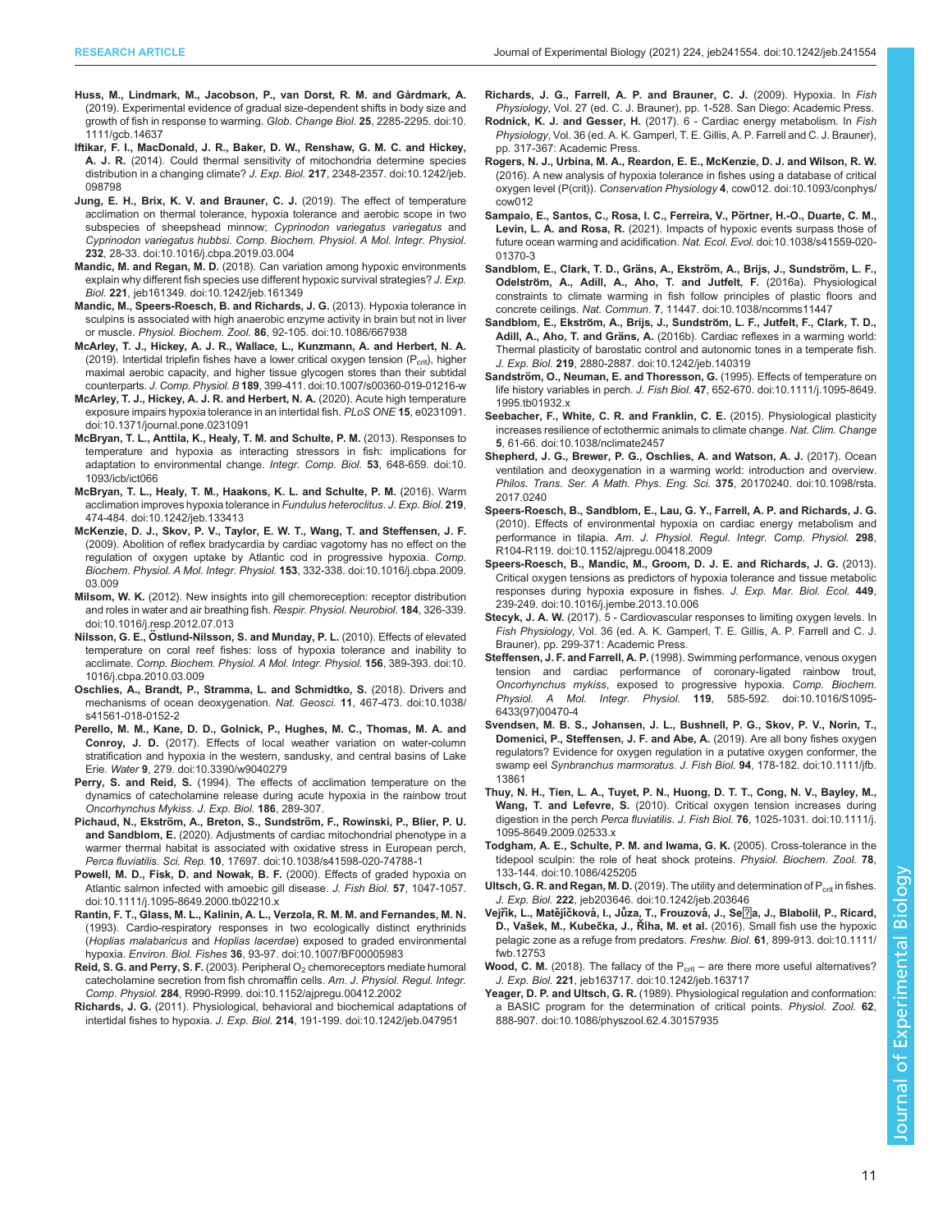**Huss, M., Lindmark, M., Jacobson, P., van Dorst, R. M. and Gårdmark, A.** (2019). Experimental evidence of gradual size-dependent shifts in body size and growth of fish in response to warming. *Glob. Change Biol.* **25**, 2285-2295. doi:10.1111/gcb.14637

**Iftikar, F. I., MacDonald, J. R., Baker, D. W., Renshaw, G. M. C. and Hickey, A. J. R.** (2014). Could thermal sensitivity of mitochondria determine species distribution in a changing climate? *J. Exp. Biol.* **217**, 2348-2357. doi:10.1242/jeb.098798

**Jung, E. H., Brix, K. V. and Brauner, C. J.** (2019). The effect of temperature acclimation on thermal tolerance, hypoxia tolerance and aerobic scope in two subspecies of sheepshead minnow; *Cyprinodon variegatus variegatus* and *Cyprinodon variegatus hubbsi*. *Comp. Biochem. Physiol. A Mol. Integr. Physiol.* **232**, 28-33. doi:10.1016/j.cbpa.2019.03.004

**Mandic, M. and Regan, M. D.** (2018). Can variation among hypoxic environments explain why different fish species use different hypoxic survival strategies? *J. Exp. Biol.* **221**, jeb161349. doi:10.1242/jeb.161349

**Mandic, M., Speers-Roesch, B. and Richards, J. G.** (2013). Hypoxia tolerance in sculpins is associated with high anaerobic enzyme activity in brain but not in liver or muscle. *Physiol. Biochem. Zool.* **86**, 92-105. doi:10.1086/667938

**McArley, T. J., Hickey, A. J. R., Wallace, L., Kunzmann, A. and Herbert, N. A.** (2019). Intertidal triplefin fishes have a lower critical oxygen tension ($P_{crit}$), higher maximal aerobic capacity, and higher tissue glycogen stores than their subtidal counterparts. *J. Comp. Physiol. B* **189**, 399-411. doi:10.1007/s00360-019-01216-w

**McArley, T. J., Hickey, A. J. R. and Herbert, N. A.** (2020). Acute high temperature exposure impairs hypoxia tolerance in an intertidal fish. *PLoS ONE* **15**, e0231091. doi:10.1371/journal.pone.0231091

**McBryan, T. L., Anttila, K., Healy, T. M. and Schulte, P. M.** (2013). Responses to temperature and hypoxia as interacting stressors in fish: implications for adaptation to environmental change. *Integr. Comp. Biol.* **53**, 648-659. doi:10.1093/icb/ict066

**McBryan, T. L., Healy, T. M., Haakons, K. L. and Schulte, P. M.** (2016). Warm acclimation improves hypoxia tolerance in *Fundulus heteroclitus*. *J. Exp. Biol.* **219**, 474-484. doi:10.1242/jeb.133413

**McKenzie, D. J., Skov, P. V., Taylor, E. W. T., Wang, T. and Steffensen, J. F.** (2009). Abolition of reflex bradycardia by cardiac vagotomy has no effect on the regulation of oxygen uptake by Atlantic cod in progressive hypoxia. *Comp. Biochem. Physiol. A Mol. Integr. Physiol.* **153**, 332-338. doi:10.1016/j.cbpa.2009.03.009

**Milsom, W. K.** (2012). New insights into gill chemoreception: receptor distribution and roles in water and air breathing fish. *Respir. Physiol. Neurobiol.* **184**, 326-339. doi:10.1016/j.resp.2012.07.013

**Nilsson, G. E., Östlund-Nilsson, S. and Munday, P. L.** (2010). Effects of elevated temperature on coral reef fishes: loss of hypoxia tolerance and inability to acclimate. *Comp. Biochem. Physiol. A Mol. Integr. Physiol.* **156**, 389-393. doi:10.1016/j.cbpa.2010.03.009

**Oschlies, A., Brandt, P., Stramma, L. and Schmidtko, S.** (2018). Drivers and mechanisms of ocean deoxygenation. *Nat. Geosci.* **11**, 467-473. doi:10.1038/s41561-018-0152-2

**Perello, M. M., Kane, D. D., Golnick, P., Hughes, M. C., Thomas, M. A. and Conroy, J. D.** (2017). Effects of local weather variation on water-column stratification and hypoxia in the western, sandusky, and central basins of Lake Erie. *Water* **9**, 279. doi:10.3390/w9040279

**Perry, S. and Reid, S.** (1994). The effects of acclimation temperature on the dynamics of catecholamine release during acute hypoxia in the rainbow trout *Oncorhynchus Mykiss*. *J. Exp. Biol.* **186**, 289-307.

**Pichaud, N., Ekström, A., Breton, S., Sundström, F., Rowinski, P., Blier, P. U. and Sandblom, E.** (2020). Adjustments of cardiac mitochondrial phenotype in a warmer thermal habitat is associated with oxidative stress in European perch, *Perca fluviatilis*. *Sci. Rep.* **10**, 17697. doi:10.1038/s41598-020-74788-1

**Powell, M. D., Fisk, D. and Nowak, B. F.** (2000). Effects of graded hypoxia on Atlantic salmon infected with amoebic gill disease. *J. Fish Biol.* **57**, 1047-1057. doi:10.1111/j.1095-8649.2000.tb02210.x

**Rantin, F. T., Glass, M. L., Kalinin, A. L., Verzola, R. M. M. and Fernandes, M. N.** (1993). Cardio-respiratory responses in two ecologically distinct erythrinids (*Hoplias malabaricus* and *Hoplias lacerdae*) exposed to graded environmental hypoxia. *Environ. Biol. Fishes* **36**, 93-97. doi:10.1007/BF00005983

**Reid, S. G. and Perry, S. F.** (2003). Peripheral $O_2$ chemoreceptors mediate humoral catecholamine secretion from fish chromaffin cells. *Am. J. Physiol. Regul. Integr. Comp. Physiol.* **284**, R990-R999. doi:10.1152/ajpregu.00412.2002

**Richards, J. G.** (2011). Physiological, behavioral and biochemical adaptations of intertidal fishes to hypoxia. *J. Exp. Biol.* **214**, 191-199. doi:10.1242/jeb.047951

**Richards, J. G., Farrell, A. P. and Brauner, C. J.** (2009). Hypoxia. In *Fish Physiology*, Vol. 27 (ed. C. J. Brauner), pp. 1-528. San Diego: Academic Press.

**Rodnick, K. J. and Gesser, H.** (2017). 6 - Cardiac energy metabolism. In *Fish Physiology*, Vol. 36 (ed. A. K. Gamperl, T. E. Gillis, A. P. Farrell and C. J. Brauner), pp. 317-367: Academic Press.

**Rogers, N. J., Urbina, M. A., Reardon, E. E., McKenzie, D. J. and Wilson, R. W.** (2016). A new analysis of hypoxia tolerance in fishes using a database of critical oxygen level (P(crit)). *Conservation Physiology* **4**, cow012. doi:10.1093/conphys/cow012

**Sampaio, E., Santos, C., Rosa, I. C., Ferreira, V., Pörtner, H.-O., Duarte, C. M., Levin, L. A. and Rosa, R.** (2021). Impacts of hypoxic events surpass those of future ocean warming and acidification. *Nat. Ecol. Evol.* doi:10.1038/s41559-020-01370-3

**Sandblom, E., Clark, T. D., Gräns, A., Ekström, A., Brijs, J., Sundström, L. F., Odelström, A., Adill, A., Aho, T. and Jutfelt, F.** (2016a). Physiological constraints to climate warming in fish follow principles of plastic floors and concrete ceilings. *Nat. Commun.* **7**, 11447. doi:10.1038/ncomms11447

**Sandblom, E., Ekström, A., Brijs, J., Sundström, L. F., Jutfelt, F., Clark, T. D., Adill, A., Aho, T. and Gräns, A.** (2016b). Cardiac reflexes in a warming world: Thermal plasticity of barostatic control and autonomic tones in a temperate fish. *J. Exp. Biol.* **219**, 2880-2887. doi:10.1242/jeb.140319

**Sandström, O., Neuman, E. and Thoresson, G.** (1995). Effects of temperature on life history variables in perch. *J. Fish Biol.* **47**, 652-670. doi:10.1111/j.1095-8649.1995.tb01932.x

**Seebacher, F., White, C. R. and Franklin, C. E.** (2015). Physiological plasticity increases resilience of ectothermic animals to climate change. *Nat. Clim. Change* **5**, 61-66. doi:10.1038/nclimate2457

**Shepherd, J. G., Brewer, P. G., Oschlies, A. and Watson, A. J.** (2017). Ocean ventilation and deoxygenation in a warming world: introduction and overview. *Philos. Trans. Ser. A Math. Phys. Eng. Sci.* **375**, 20170240. doi:10.1098/rsta.2017.0240

**Speers-Roesch, B., Sandblom, E., Lau, G. Y., Farrell, A. P. and Richards, J. G.** (2010). Effects of environmental hypoxia on cardiac energy metabolism and performance in tilapia. *Am. J. Physiol. Regul. Integr. Comp. Physiol.* **298**, R104-R119. doi:10.1152/ajpregu.00418.2009

**Speers-Roesch, B., Mandic, M., Groom, D. J. E. and Richards, J. G.** (2013). Critical oxygen tensions as predictors of hypoxia tolerance and tissue metabolic responses during hypoxia exposure in fishes. *J. Exp. Mar. Biol. Ecol.* **449**, 239-249. doi:10.1016/j.jembe.2013.10.006

**Stecyk, J. A. W.** (2017). 5 - Cardiovascular responses to limiting oxygen levels. In *Fish Physiology*, Vol. 36 (ed. A. K. Gamperl, T. E. Gillis, A. P. Farrell and C. J. Brauner), pp. 299-371: Academic Press.

**Steffensen, J. F. and Farrell, A. P.** (1998). Swimming performance, venous oxygen tension and cardiac performance of coronary-ligated rainbow trout, *Oncorhynchus mykiss*, exposed to progressive hypoxia. *Comp. Biochem. Physiol. A Mol. Integr. Physiol.* **119**, 585-592. doi:10.1016/S1095-6433(97)00470-4

**Svendsen, M. B. S., Johansen, J. L., Bushnell, P. G., Skov, P. V., Norin, T., Domenici, P., Steffensen, J. F. and Abe, A.** (2019). Are all bony fishes oxygen regulators? Evidence for oxygen regulation in a putative oxygen conformer, the swamp eel *Synbranchus marmoratus*. *J. Fish Biol.* **94**, 178-182. doi:10.1111/jfb.13861

**Thuy, N. H., Tien, L. A., Tuyet, P. N., Huong, D. T. T., Cong, N. V., Bayley, M., Wang, T. and Lefevre, S.** (2010). Critical oxygen tension increases during digestion in the perch *Perca fluviatilis*. *J. Fish Biol.* **76**, 1025-1031. doi:10.1111/j.1095-8649.2009.02533.x

**Todgham, A. E., Schulte, P. M. and Iwama, G. K.** (2005). Cross-tolerance in the tidepool sculpin: the role of heat shock proteins. *Physiol. Biochem. Zool.* **78**, 133-144. doi:10.1086/425205

**Ultsch, G. R. and Regan, M. D.** (2019). The utility and determination of $P_{crit}$ in fishes. *J. Exp. Biol.* **222**, jeb203646. doi:10.1242/jeb.203646

**Vejřík, L., Matějíčková, I., Jůza, T., Frouzová, J., Se?a, J., Blabolil, P., Ricard, D., Vašek, M., Kubečka, J., Říha, M. et al.** (2016). Small fish use the hypoxic pelagic zone as a refuge from predators. *Freshw. Biol.* **61**, 899-913. doi:10.1111/fwb.12753

**Wood, C. M.** (2018). The fallacy of the $P_{crit}$ – are there more useful alternatives? *J. Exp. Biol.* **221**, jeb163717. doi:10.1242/jeb.163717

**Yeager, D. P. and Ultsch, G. R.** (1989). Physiological regulation and conformation: a BASIC program for the determination of critical points. *Physiol. Zool.* **62**, 888-907. doi:10.1086/physzool.62.4.30157935